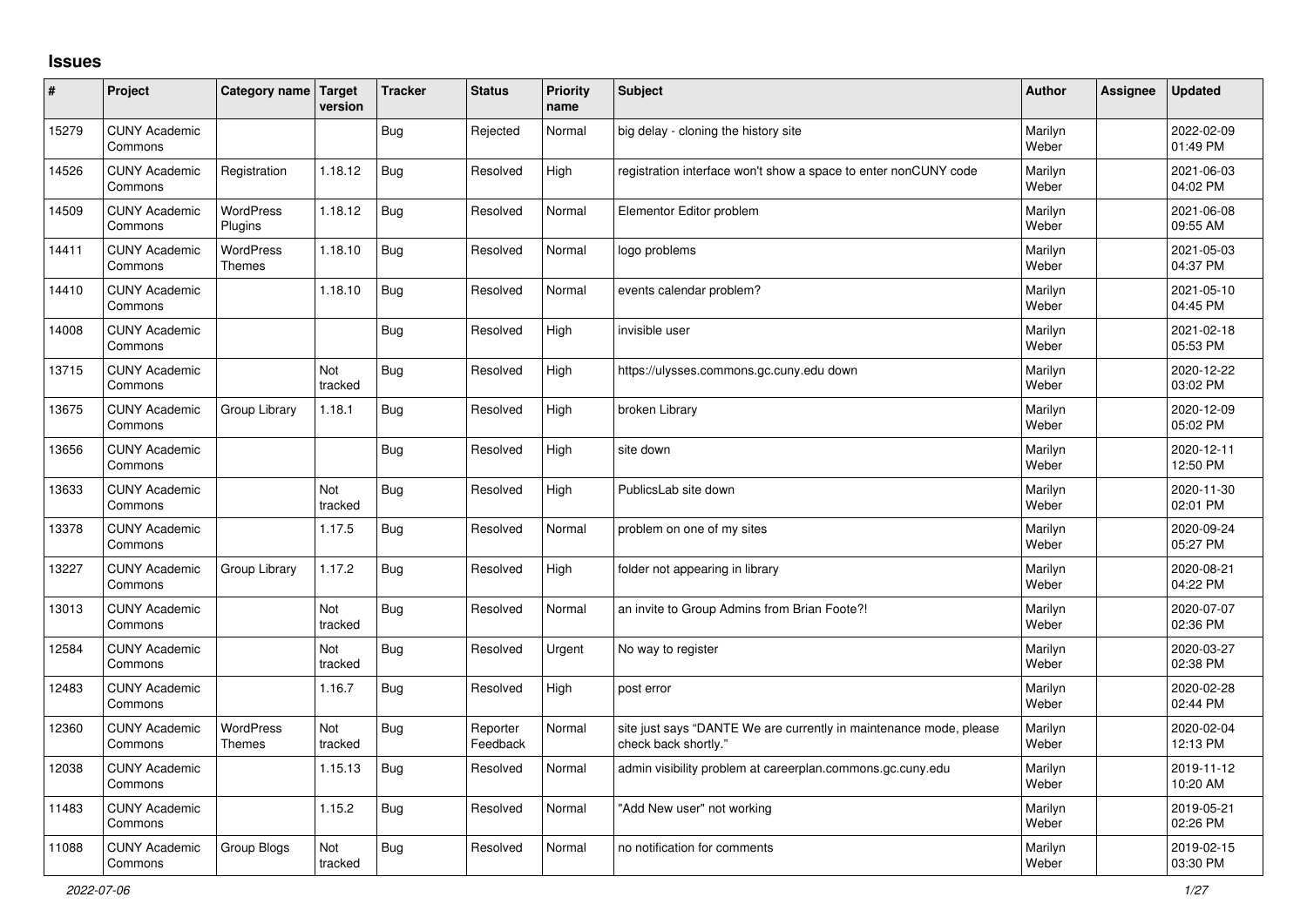# Issues

| # | Project | Category name | Target version | Tracker | Status | Priority name | Subject | Author | Assignee | Updated |
|---|---|---|---|---|---|---|---|---|---|---|
| 15279 | CUNY Academic Commons | | | Bug | Rejected | Normal | big delay - cloning the history site | Marilyn Weber | | 2022-02-09 01:49 PM |
| 14526 | CUNY Academic Commons | Registration | 1.18.12 | Bug | Resolved | High | registration interface won't show a space to enter nonCUNY code | Marilyn Weber | | 2021-06-03 04:02 PM |
| 14509 | CUNY Academic Commons | WordPress Plugins | 1.18.12 | Bug | Resolved | Normal | Elementor Editor problem | Marilyn Weber | | 2021-06-08 09:55 AM |
| 14411 | CUNY Academic Commons | WordPress Themes | 1.18.10 | Bug | Resolved | Normal | logo problems | Marilyn Weber | | 2021-05-03 04:37 PM |
| 14410 | CUNY Academic Commons | | 1.18.10 | Bug | Resolved | Normal | events calendar problem? | Marilyn Weber | | 2021-05-10 04:45 PM |
| 14008 | CUNY Academic Commons | | | Bug | Resolved | High | invisible user | Marilyn Weber | | 2021-02-18 05:53 PM |
| 13715 | CUNY Academic Commons | | Not tracked | Bug | Resolved | High | https://ulysses.commons.gc.cuny.edu down | Marilyn Weber | | 2020-12-22 03:02 PM |
| 13675 | CUNY Academic Commons | Group Library | 1.18.1 | Bug | Resolved | High | broken Library | Marilyn Weber | | 2020-12-09 05:02 PM |
| 13656 | CUNY Academic Commons | | | Bug | Resolved | High | site down | Marilyn Weber | | 2020-12-11 12:50 PM |
| 13633 | CUNY Academic Commons | | Not tracked | Bug | Resolved | High | PublicsLab site down | Marilyn Weber | | 2020-11-30 02:01 PM |
| 13378 | CUNY Academic Commons | | 1.17.5 | Bug | Resolved | Normal | problem on one of my sites | Marilyn Weber | | 2020-09-24 05:27 PM |
| 13227 | CUNY Academic Commons | Group Library | 1.17.2 | Bug | Resolved | High | folder not appearing in library | Marilyn Weber | | 2020-08-21 04:22 PM |
| 13013 | CUNY Academic Commons | | Not tracked | Bug | Resolved | Normal | an invite to Group Admins from Brian Foote?! | Marilyn Weber | | 2020-07-07 02:36 PM |
| 12584 | CUNY Academic Commons | | Not tracked | Bug | Resolved | Urgent | No way to register | Marilyn Weber | | 2020-03-27 02:38 PM |
| 12483 | CUNY Academic Commons | | 1.16.7 | Bug | Resolved | High | post error | Marilyn Weber | | 2020-02-28 02:44 PM |
| 12360 | CUNY Academic Commons | WordPress Themes | Not tracked | Bug | Reporter Feedback | Normal | site just says "DANTE We are currently in maintenance mode, please check back shortly." | Marilyn Weber | | 2020-02-04 12:13 PM |
| 12038 | CUNY Academic Commons | | 1.15.13 | Bug | Resolved | Normal | admin visibility problem at careerplan.commons.gc.cuny.edu | Marilyn Weber | | 2019-11-12 10:20 AM |
| 11483 | CUNY Academic Commons | | 1.15.2 | Bug | Resolved | Normal | "Add New user" not working | Marilyn Weber | | 2019-05-21 02:26 PM |
| 11088 | CUNY Academic Commons | Group Blogs | Not tracked | Bug | Resolved | Normal | no notification for comments | Marilyn Weber | | 2019-02-15 03:30 PM |

2022-07-06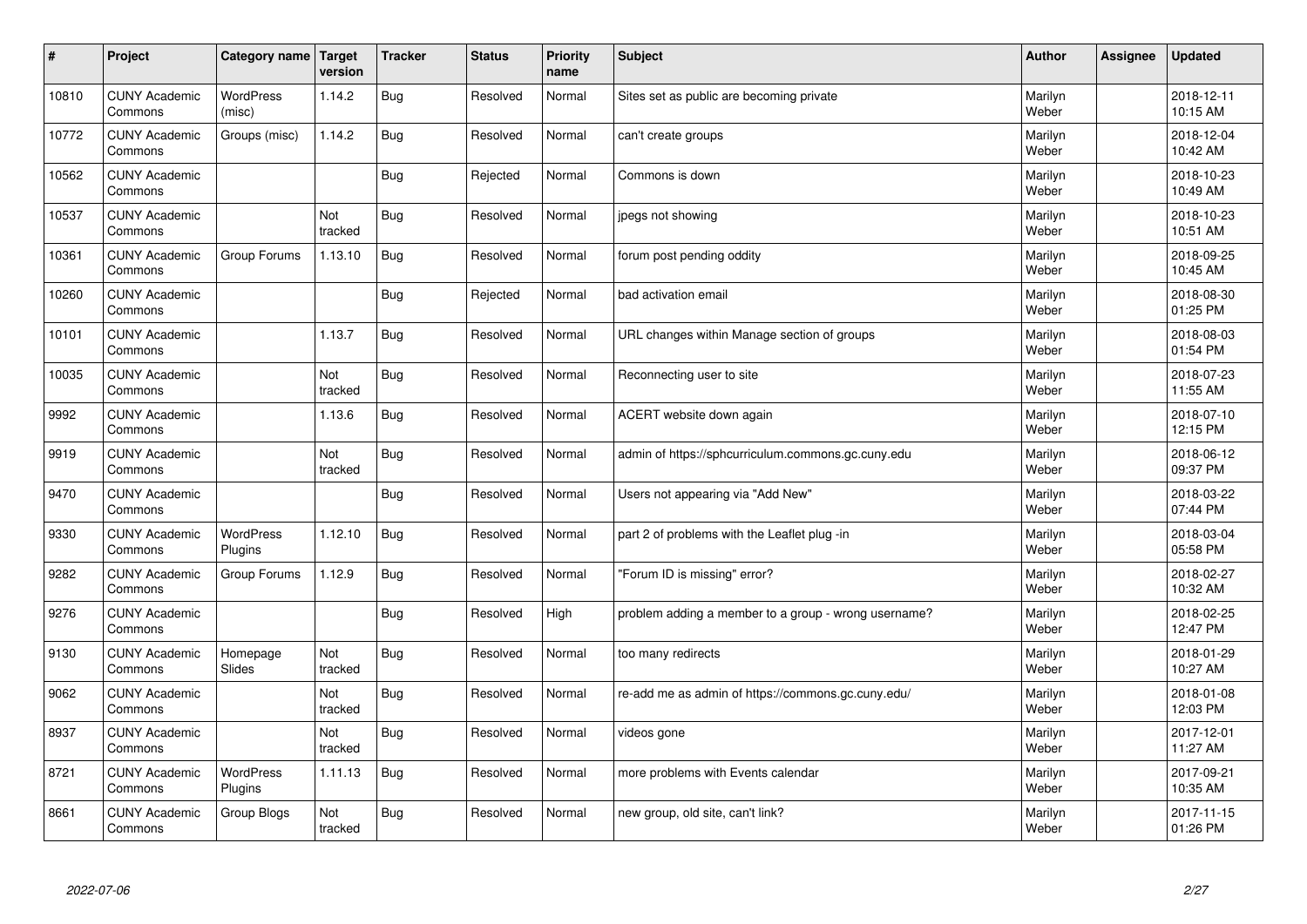| # | Project | Category name | Target version | Tracker | Status | Priority name | Subject | Author | Assignee | Updated |
|---|---|---|---|---|---|---|---|---|---|---|
| 10810 | CUNY Academic Commons | WordPress (misc) | 1.14.2 | Bug | Resolved | Normal | Sites set as public are becoming private | Marilyn Weber | | 2018-12-11 10:15 AM |
| 10772 | CUNY Academic Commons | Groups (misc) | 1.14.2 | Bug | Resolved | Normal | can't create groups | Marilyn Weber | | 2018-12-04 10:42 AM |
| 10562 | CUNY Academic Commons | | | Bug | Rejected | Normal | Commons is down | Marilyn Weber | | 2018-10-23 10:49 AM |
| 10537 | CUNY Academic Commons | | Not tracked | Bug | Resolved | Normal | jpegs not showing | Marilyn Weber | | 2018-10-23 10:51 AM |
| 10361 | CUNY Academic Commons | Group Forums | 1.13.10 | Bug | Resolved | Normal | forum post pending oddity | Marilyn Weber | | 2018-09-25 10:45 AM |
| 10260 | CUNY Academic Commons | | | Bug | Rejected | Normal | bad activation email | Marilyn Weber | | 2018-08-30 01:25 PM |
| 10101 | CUNY Academic Commons | | 1.13.7 | Bug | Resolved | Normal | URL changes within Manage section of groups | Marilyn Weber | | 2018-08-03 01:54 PM |
| 10035 | CUNY Academic Commons | | Not tracked | Bug | Resolved | Normal | Reconnecting user to site | Marilyn Weber | | 2018-07-23 11:55 AM |
| 9992 | CUNY Academic Commons | | 1.13.6 | Bug | Resolved | Normal | ACERT website down again | Marilyn Weber | | 2018-07-10 12:15 PM |
| 9919 | CUNY Academic Commons | | Not tracked | Bug | Resolved | Normal | admin of https://sphcurriculum.commons.gc.cuny.edu | Marilyn Weber | | 2018-06-12 09:37 PM |
| 9470 | CUNY Academic Commons | | | Bug | Resolved | Normal | Users not appearing via "Add New" | Marilyn Weber | | 2018-03-22 07:44 PM |
| 9330 | CUNY Academic Commons | WordPress Plugins | 1.12.10 | Bug | Resolved | Normal | part 2 of problems with the Leaflet plug -in | Marilyn Weber | | 2018-03-04 05:58 PM |
| 9282 | CUNY Academic Commons | Group Forums | 1.12.9 | Bug | Resolved | Normal | "Forum ID is missing" error? | Marilyn Weber | | 2018-02-27 10:32 AM |
| 9276 | CUNY Academic Commons | | | Bug | Resolved | High | problem adding a member to a group - wrong username? | Marilyn Weber | | 2018-02-25 12:47 PM |
| 9130 | CUNY Academic Commons | Homepage Slides | Not tracked | Bug | Resolved | Normal | too many redirects | Marilyn Weber | | 2018-01-29 10:27 AM |
| 9062 | CUNY Academic Commons | | Not tracked | Bug | Resolved | Normal | re-add me as admin of https://commons.gc.cuny.edu/ | Marilyn Weber | | 2018-01-08 12:03 PM |
| 8937 | CUNY Academic Commons | | Not tracked | Bug | Resolved | Normal | videos gone | Marilyn Weber | | 2017-12-01 11:27 AM |
| 8721 | CUNY Academic Commons | WordPress Plugins | 1.11.13 | Bug | Resolved | Normal | more problems with Events calendar | Marilyn Weber | | 2017-09-21 10:35 AM |
| 8661 | CUNY Academic Commons | Group Blogs | Not tracked | Bug | Resolved | Normal | new group, old site, can't link? | Marilyn Weber | | 2017-11-15 01:26 PM |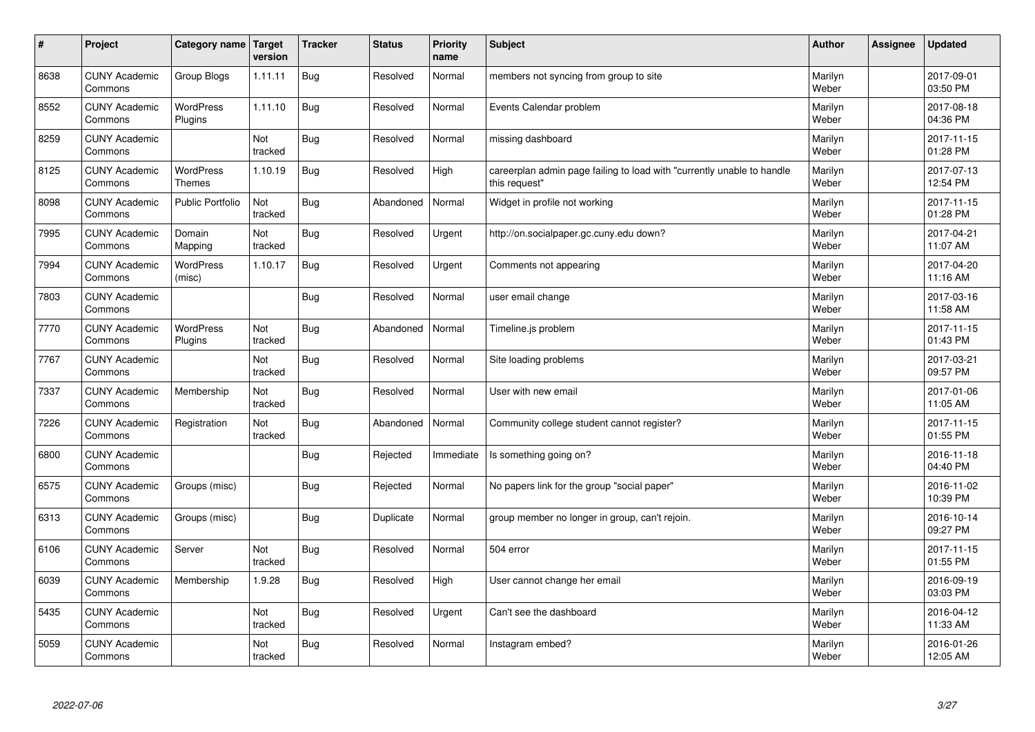| # | Project | Category name | Target version | Tracker | Status | Priority name | Subject | Author | Assignee | Updated |
|---|---|---|---|---|---|---|---|---|---|---|
| 8638 | CUNY Academic Commons | Group Blogs | 1.11.11 | Bug | Resolved | Normal | members not syncing from group to site | Marilyn Weber | | 2017-09-01 03:50 PM |
| 8552 | CUNY Academic Commons | WordPress Plugins | 1.11.10 | Bug | Resolved | Normal | Events Calendar problem | Marilyn Weber | | 2017-08-18 04:36 PM |
| 8259 | CUNY Academic Commons | | Not tracked | Bug | Resolved | Normal | missing dashboard | Marilyn Weber | | 2017-11-15 01:28 PM |
| 8125 | CUNY Academic Commons | WordPress Themes | 1.10.19 | Bug | Resolved | High | careerplan admin page failing to load with "currently unable to handle this request" | Marilyn Weber | | 2017-07-13 12:54 PM |
| 8098 | CUNY Academic Commons | Public Portfolio | Not tracked | Bug | Abandoned | Normal | Widget in profile not working | Marilyn Weber | | 2017-11-15 01:28 PM |
| 7995 | CUNY Academic Commons | Domain Mapping | Not tracked | Bug | Resolved | Urgent | http://on.socialpaper.gc.cuny.edu down? | Marilyn Weber | | 2017-04-21 11:07 AM |
| 7994 | CUNY Academic Commons | WordPress (misc) | 1.10.17 | Bug | Resolved | Urgent | Comments not appearing | Marilyn Weber | | 2017-04-20 11:16 AM |
| 7803 | CUNY Academic Commons | | | Bug | Resolved | Normal | user email change | Marilyn Weber | | 2017-03-16 11:58 AM |
| 7770 | CUNY Academic Commons | WordPress Plugins | Not tracked | Bug | Abandoned | Normal | Timeline.js problem | Marilyn Weber | | 2017-11-15 01:43 PM |
| 7767 | CUNY Academic Commons | | Not tracked | Bug | Resolved | Normal | Site loading problems | Marilyn Weber | | 2017-03-21 09:57 PM |
| 7337 | CUNY Academic Commons | Membership | Not tracked | Bug | Resolved | Normal | User with new email | Marilyn Weber | | 2017-01-06 11:05 AM |
| 7226 | CUNY Academic Commons | Registration | Not tracked | Bug | Abandoned | Normal | Community college student cannot register? | Marilyn Weber | | 2017-11-15 01:55 PM |
| 6800 | CUNY Academic Commons | | | Bug | Rejected | Immediate | Is something going on? | Marilyn Weber | | 2016-11-18 04:40 PM |
| 6575 | CUNY Academic Commons | Groups (misc) | | Bug | Rejected | Normal | No papers link for the group "social paper" | Marilyn Weber | | 2016-11-02 10:39 PM |
| 6313 | CUNY Academic Commons | Groups (misc) | | Bug | Duplicate | Normal | group member no longer in group, can't rejoin. | Marilyn Weber | | 2016-10-14 09:27 PM |
| 6106 | CUNY Academic Commons | Server | Not tracked | Bug | Resolved | Normal | 504 error | Marilyn Weber | | 2017-11-15 01:55 PM |
| 6039 | CUNY Academic Commons | Membership | 1.9.28 | Bug | Resolved | High | User cannot change her email | Marilyn Weber | | 2016-09-19 03:03 PM |
| 5435 | CUNY Academic Commons | | Not tracked | Bug | Resolved | Urgent | Can't see the dashboard | Marilyn Weber | | 2016-04-12 11:33 AM |
| 5059 | CUNY Academic Commons | | Not tracked | Bug | Resolved | Normal | Instagram embed? | Marilyn Weber | | 2016-01-26 12:05 AM |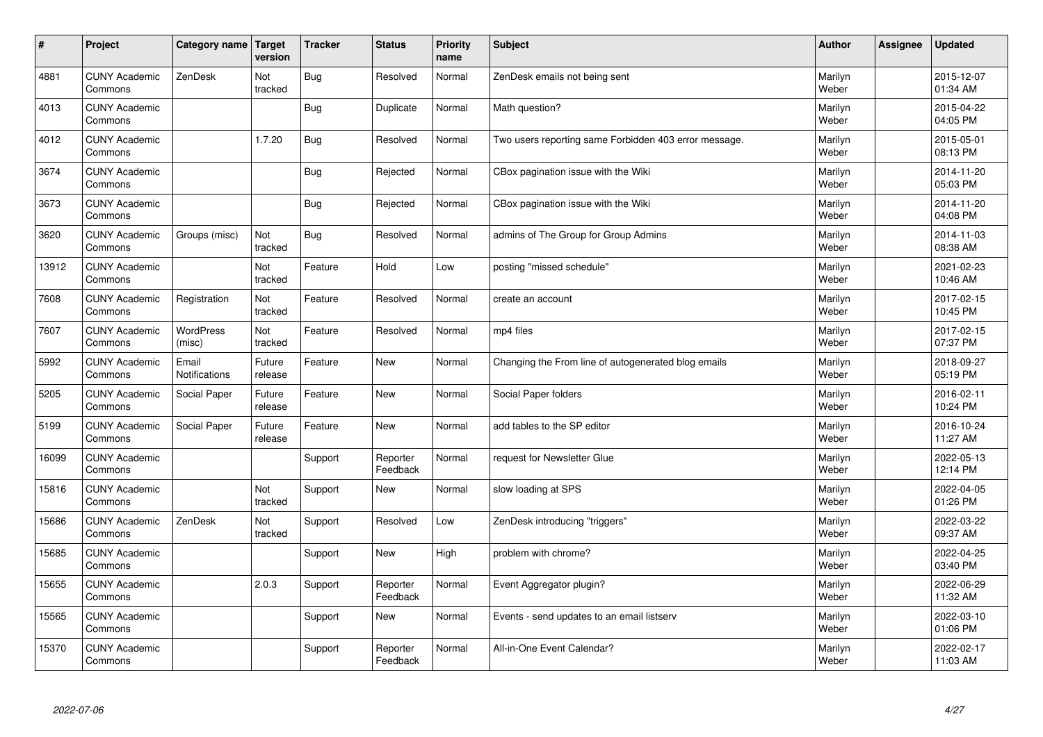| # | Project | Category name | Target version | Tracker | Status | Priority name | Subject | Author | Assignee | Updated |
|---|---|---|---|---|---|---|---|---|---|---|
| 4881 | CUNY Academic Commons | ZenDesk | Not tracked | Bug | Resolved | Normal | ZenDesk emails not being sent | Marilyn Weber | | 2015-12-07 01:34 AM |
| 4013 | CUNY Academic Commons | | | Bug | Duplicate | Normal | Math question? | Marilyn Weber | | 2015-04-22 04:05 PM |
| 4012 | CUNY Academic Commons | | 1.7.20 | Bug | Resolved | Normal | Two users reporting same Forbidden 403 error message. | Marilyn Weber | | 2015-05-01 08:13 PM |
| 3674 | CUNY Academic Commons | | | Bug | Rejected | Normal | CBox pagination issue with the Wiki | Marilyn Weber | | 2014-11-20 05:03 PM |
| 3673 | CUNY Academic Commons | | | Bug | Rejected | Normal | CBox pagination issue with the Wiki | Marilyn Weber | | 2014-11-20 04:08 PM |
| 3620 | CUNY Academic Commons | Groups (misc) | Not tracked | Bug | Resolved | Normal | admins of The Group for Group Admins | Marilyn Weber | | 2014-11-03 08:38 AM |
| 13912 | CUNY Academic Commons | | Not tracked | Feature | Hold | Low | posting "missed schedule" | Marilyn Weber | | 2021-02-23 10:46 AM |
| 7608 | CUNY Academic Commons | Registration | Not tracked | Feature | Resolved | Normal | create an account | Marilyn Weber | | 2017-02-15 10:45 PM |
| 7607 | CUNY Academic Commons | WordPress (misc) | Not tracked | Feature | Resolved | Normal | mp4 files | Marilyn Weber | | 2017-02-15 07:37 PM |
| 5992 | CUNY Academic Commons | Email Notifications | Future release | Feature | New | Normal | Changing the From line of autogenerated blog emails | Marilyn Weber | | 2018-09-27 05:19 PM |
| 5205 | CUNY Academic Commons | Social Paper | Future release | Feature | New | Normal | Social Paper folders | Marilyn Weber | | 2016-02-11 10:24 PM |
| 5199 | CUNY Academic Commons | Social Paper | Future release | Feature | New | Normal | add tables to the SP editor | Marilyn Weber | | 2016-10-24 11:27 AM |
| 16099 | CUNY Academic Commons | | | Support | Reporter Feedback | Normal | request for Newsletter Glue | Marilyn Weber | | 2022-05-13 12:14 PM |
| 15816 | CUNY Academic Commons | | Not tracked | Support | New | Normal | slow loading at SPS | Marilyn Weber | | 2022-04-05 01:26 PM |
| 15686 | CUNY Academic Commons | ZenDesk | Not tracked | Support | Resolved | Low | ZenDesk introducing "triggers" | Marilyn Weber | | 2022-03-22 09:37 AM |
| 15685 | CUNY Academic Commons | | | Support | New | High | problem with chrome? | Marilyn Weber | | 2022-04-25 03:40 PM |
| 15655 | CUNY Academic Commons | | 2.0.3 | Support | Reporter Feedback | Normal | Event Aggregator plugin? | Marilyn Weber | | 2022-06-29 11:32 AM |
| 15565 | CUNY Academic Commons | | | Support | New | Normal | Events - send updates to an email listserv | Marilyn Weber | | 2022-03-10 01:06 PM |
| 15370 | CUNY Academic Commons | | | Support | Reporter Feedback | Normal | All-in-One Event Calendar? | Marilyn Weber | | 2022-02-17 11:03 AM |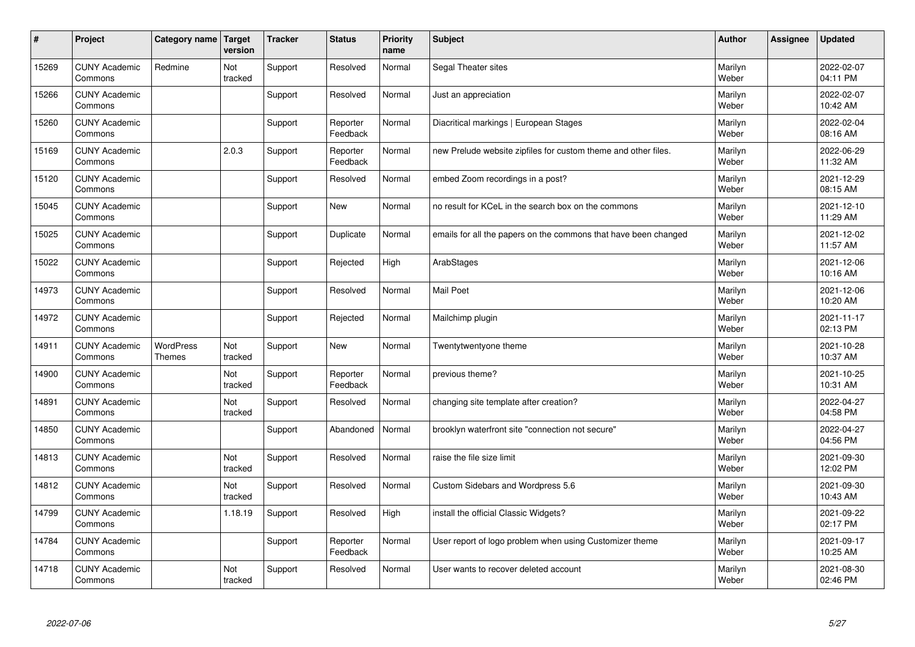| # | Project | Category name | Target version | Tracker | Status | Priority name | Subject | Author | Assignee | Updated |
|---|---|---|---|---|---|---|---|---|---|---|
| 15269 | CUNY Academic Commons | Redmine | Not tracked | Support | Resolved | Normal | Segal Theater sites | Marilyn Weber | | 2022-02-07 04:11 PM |
| 15266 | CUNY Academic Commons | | | Support | Resolved | Normal | Just an appreciation | Marilyn Weber | | 2022-02-07 10:42 AM |
| 15260 | CUNY Academic Commons | | | Support | Reporter Feedback | Normal | Diacritical markings \| European Stages | Marilyn Weber | | 2022-02-04 08:16 AM |
| 15169 | CUNY Academic Commons | | 2.0.3 | Support | Reporter Feedback | Normal | new Prelude website zipfiles for custom theme and other files. | Marilyn Weber | | 2022-06-29 11:32 AM |
| 15120 | CUNY Academic Commons | | | Support | Resolved | Normal | embed Zoom recordings in a post? | Marilyn Weber | | 2021-12-29 08:15 AM |
| 15045 | CUNY Academic Commons | | | Support | New | Normal | no result for KCeL in the search box on the commons | Marilyn Weber | | 2021-12-10 11:29 AM |
| 15025 | CUNY Academic Commons | | | Support | Duplicate | Normal | emails for all the papers on the commons that have been changed | Marilyn Weber | | 2021-12-02 11:57 AM |
| 15022 | CUNY Academic Commons | | | Support | Rejected | High | ArabStages | Marilyn Weber | | 2021-12-06 10:16 AM |
| 14973 | CUNY Academic Commons | | | Support | Resolved | Normal | Mail Poet | Marilyn Weber | | 2021-12-06 10:20 AM |
| 14972 | CUNY Academic Commons | | | Support | Rejected | Normal | Mailchimp plugin | Marilyn Weber | | 2021-11-17 02:13 PM |
| 14911 | CUNY Academic Commons | WordPress Themes | Not tracked | Support | New | Normal | Twentytwentyone theme | Marilyn Weber | | 2021-10-28 10:37 AM |
| 14900 | CUNY Academic Commons | | Not tracked | Support | Reporter Feedback | Normal | previous theme? | Marilyn Weber | | 2021-10-25 10:31 AM |
| 14891 | CUNY Academic Commons | | Not tracked | Support | Resolved | Normal | changing site template after creation? | Marilyn Weber | | 2022-04-27 04:58 PM |
| 14850 | CUNY Academic Commons | | | Support | Abandoned | Normal | brooklyn waterfront site "connection not secure" | Marilyn Weber | | 2022-04-27 04:56 PM |
| 14813 | CUNY Academic Commons | | Not tracked | Support | Resolved | Normal | raise the file size limit | Marilyn Weber | | 2021-09-30 12:02 PM |
| 14812 | CUNY Academic Commons | | Not tracked | Support | Resolved | Normal | Custom Sidebars and Wordpress 5.6 | Marilyn Weber | | 2021-09-30 10:43 AM |
| 14799 | CUNY Academic Commons | | 1.18.19 | Support | Resolved | High | install the official Classic Widgets? | Marilyn Weber | | 2021-09-22 02:17 PM |
| 14784 | CUNY Academic Commons | | | Support | Reporter Feedback | Normal | User report of logo problem when using Customizer theme | Marilyn Weber | | 2021-09-17 10:25 AM |
| 14718 | CUNY Academic Commons | | Not tracked | Support | Resolved | Normal | User wants to recover deleted account | Marilyn Weber | | 2021-08-30 02:46 PM |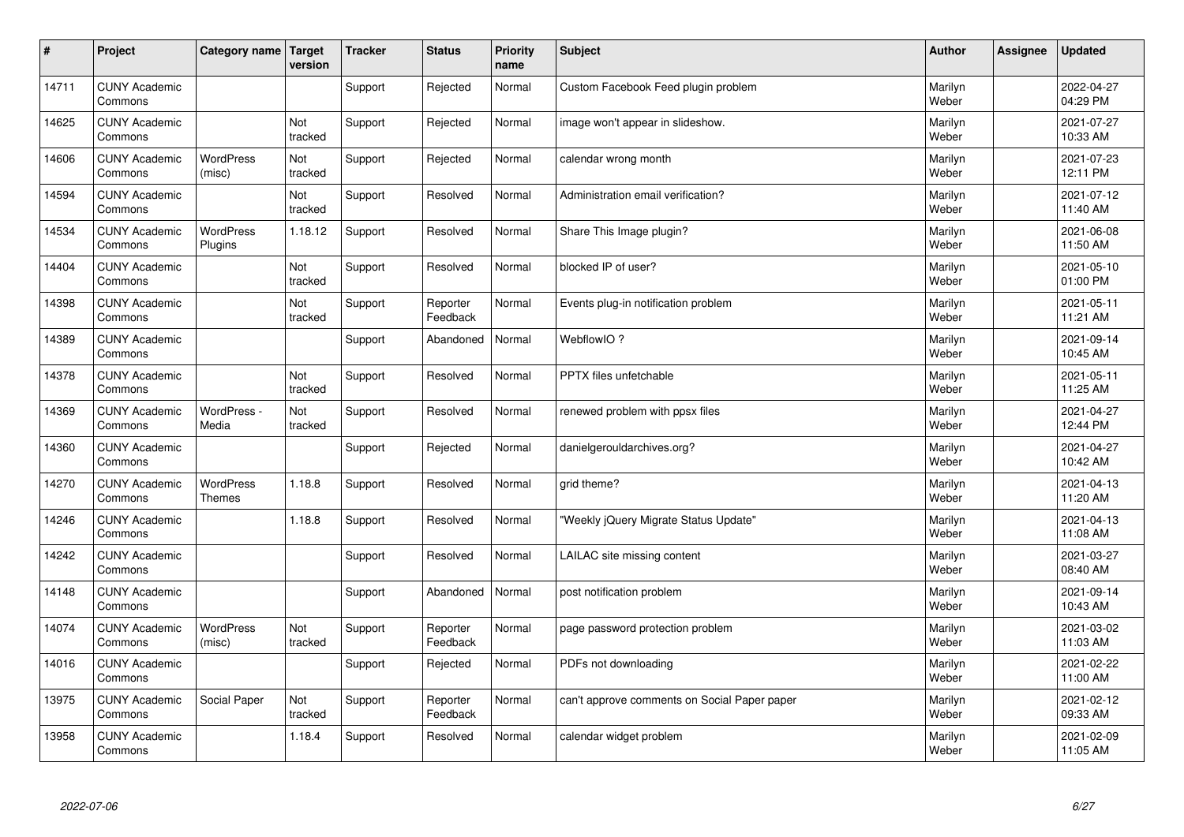| # | Project | Category name | Target version | Tracker | Status | Priority name | Subject | Author | Assignee | Updated |
|---|---|---|---|---|---|---|---|---|---|---|
| 14711 | CUNY Academic Commons | | | Support | Rejected | Normal | Custom Facebook Feed plugin problem | Marilyn Weber | | 2022-04-27 04:29 PM |
| 14625 | CUNY Academic Commons | | Not tracked | Support | Rejected | Normal | image won't appear in slideshow. | Marilyn Weber | | 2021-07-27 10:33 AM |
| 14606 | CUNY Academic Commons | WordPress (misc) | Not tracked | Support | Rejected | Normal | calendar wrong month | Marilyn Weber | | 2021-07-23 12:11 PM |
| 14594 | CUNY Academic Commons | | Not tracked | Support | Resolved | Normal | Administration email verification? | Marilyn Weber | | 2021-07-12 11:40 AM |
| 14534 | CUNY Academic Commons | WordPress Plugins | 1.18.12 | Support | Resolved | Normal | Share This Image plugin? | Marilyn Weber | | 2021-06-08 11:50 AM |
| 14404 | CUNY Academic Commons | | Not tracked | Support | Resolved | Normal | blocked IP of user? | Marilyn Weber | | 2021-05-10 01:00 PM |
| 14398 | CUNY Academic Commons | | Not tracked | Support | Reporter Feedback | Normal | Events plug-in notification problem | Marilyn Weber | | 2021-05-11 11:21 AM |
| 14389 | CUNY Academic Commons | | | Support | Abandoned | Normal | WebflowIO ? | Marilyn Weber | | 2021-09-14 10:45 AM |
| 14378 | CUNY Academic Commons | | Not tracked | Support | Resolved | Normal | PPTX files unfetchable | Marilyn Weber | | 2021-05-11 11:25 AM |
| 14369 | CUNY Academic Commons | WordPress - Media | Not tracked | Support | Resolved | Normal | renewed problem with ppsx files | Marilyn Weber | | 2021-04-27 12:44 PM |
| 14360 | CUNY Academic Commons | | | Support | Rejected | Normal | danielgerouldarchives.org? | Marilyn Weber | | 2021-04-27 10:42 AM |
| 14270 | CUNY Academic Commons | WordPress Themes | 1.18.8 | Support | Resolved | Normal | grid theme? | Marilyn Weber | | 2021-04-13 11:20 AM |
| 14246 | CUNY Academic Commons | | 1.18.8 | Support | Resolved | Normal | "Weekly jQuery Migrate Status Update" | Marilyn Weber | | 2021-04-13 11:08 AM |
| 14242 | CUNY Academic Commons | | | Support | Resolved | Normal | LAILAC site missing content | Marilyn Weber | | 2021-03-27 08:40 AM |
| 14148 | CUNY Academic Commons | | | Support | Abandoned | Normal | post notification problem | Marilyn Weber | | 2021-09-14 10:43 AM |
| 14074 | CUNY Academic Commons | WordPress (misc) | Not tracked | Support | Reporter Feedback | Normal | page password protection problem | Marilyn Weber | | 2021-03-02 11:03 AM |
| 14016 | CUNY Academic Commons | | | Support | Rejected | Normal | PDFs not downloading | Marilyn Weber | | 2021-02-22 11:00 AM |
| 13975 | CUNY Academic Commons | Social Paper | Not tracked | Support | Reporter Feedback | Normal | can't approve comments on Social Paper paper | Marilyn Weber | | 2021-02-12 09:33 AM |
| 13958 | CUNY Academic Commons | | 1.18.4 | Support | Resolved | Normal | calendar widget problem | Marilyn Weber | | 2021-02-09 11:05 AM |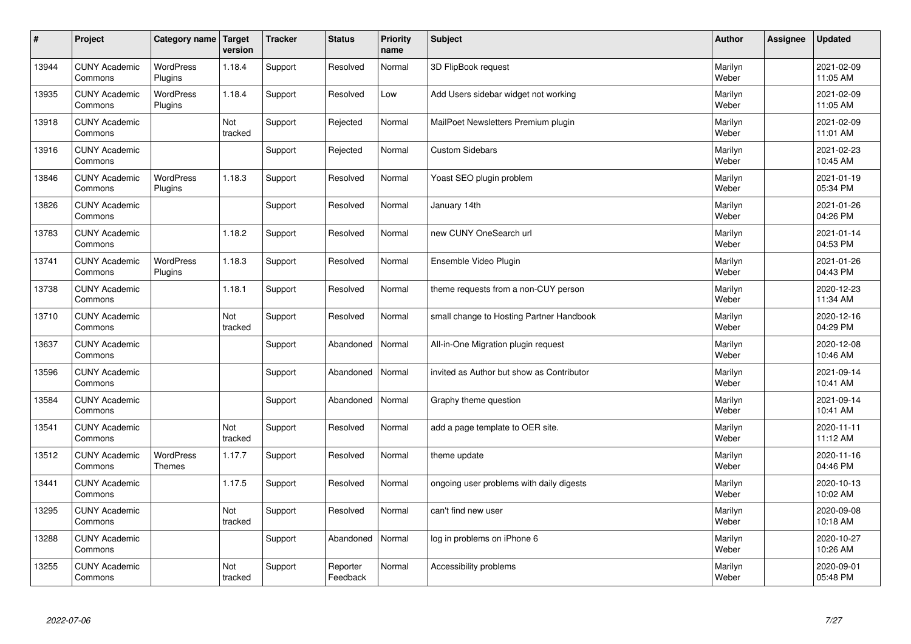| # | Project | Category name | Target version | Tracker | Status | Priority name | Subject | Author | Assignee | Updated |
|---|---|---|---|---|---|---|---|---|---|---|
| 13944 | CUNY Academic Commons | WordPress Plugins | 1.18.4 | Support | Resolved | Normal | 3D FlipBook request | Marilyn Weber | | 2021-02-09 11:05 AM |
| 13935 | CUNY Academic Commons | WordPress Plugins | 1.18.4 | Support | Resolved | Low | Add Users sidebar widget not working | Marilyn Weber | | 2021-02-09 11:05 AM |
| 13918 | CUNY Academic Commons | | Not tracked | Support | Rejected | Normal | MailPoet Newsletters Premium plugin | Marilyn Weber | | 2021-02-09 11:01 AM |
| 13916 | CUNY Academic Commons | | | Support | Rejected | Normal | Custom Sidebars | Marilyn Weber | | 2021-02-23 10:45 AM |
| 13846 | CUNY Academic Commons | WordPress Plugins | 1.18.3 | Support | Resolved | Normal | Yoast SEO plugin problem | Marilyn Weber | | 2021-01-19 05:34 PM |
| 13826 | CUNY Academic Commons | | | Support | Resolved | Normal | January 14th | Marilyn Weber | | 2021-01-26 04:26 PM |
| 13783 | CUNY Academic Commons | | 1.18.2 | Support | Resolved | Normal | new CUNY OneSearch url | Marilyn Weber | | 2021-01-14 04:53 PM |
| 13741 | CUNY Academic Commons | WordPress Plugins | 1.18.3 | Support | Resolved | Normal | Ensemble Video Plugin | Marilyn Weber | | 2021-01-26 04:43 PM |
| 13738 | CUNY Academic Commons | | 1.18.1 | Support | Resolved | Normal | theme requests from a non-CUY person | Marilyn Weber | | 2020-12-23 11:34 AM |
| 13710 | CUNY Academic Commons | | Not tracked | Support | Resolved | Normal | small change to Hosting Partner Handbook | Marilyn Weber | | 2020-12-16 04:29 PM |
| 13637 | CUNY Academic Commons | | | Support | Abandoned | Normal | All-in-One Migration plugin request | Marilyn Weber | | 2020-12-08 10:46 AM |
| 13596 | CUNY Academic Commons | | | Support | Abandoned | Normal | invited as Author but show as Contributor | Marilyn Weber | | 2021-09-14 10:41 AM |
| 13584 | CUNY Academic Commons | | | Support | Abandoned | Normal | Graphy theme question | Marilyn Weber | | 2021-09-14 10:41 AM |
| 13541 | CUNY Academic Commons | | Not tracked | Support | Resolved | Normal | add a page template to OER site. | Marilyn Weber | | 2020-11-11 11:12 AM |
| 13512 | CUNY Academic Commons | WordPress Themes | 1.17.7 | Support | Resolved | Normal | theme update | Marilyn Weber | | 2020-11-16 04:46 PM |
| 13441 | CUNY Academic Commons | | 1.17.5 | Support | Resolved | Normal | ongoing user problems with daily digests | Marilyn Weber | | 2020-10-13 10:02 AM |
| 13295 | CUNY Academic Commons | | Not tracked | Support | Resolved | Normal | can't find new user | Marilyn Weber | | 2020-09-08 10:18 AM |
| 13288 | CUNY Academic Commons | | | Support | Abandoned | Normal | log in problems on iPhone 6 | Marilyn Weber | | 2020-10-27 10:26 AM |
| 13255 | CUNY Academic Commons | | Not tracked | Support | Reporter Feedback | Normal | Accessibility problems | Marilyn Weber | | 2020-09-01 05:48 PM |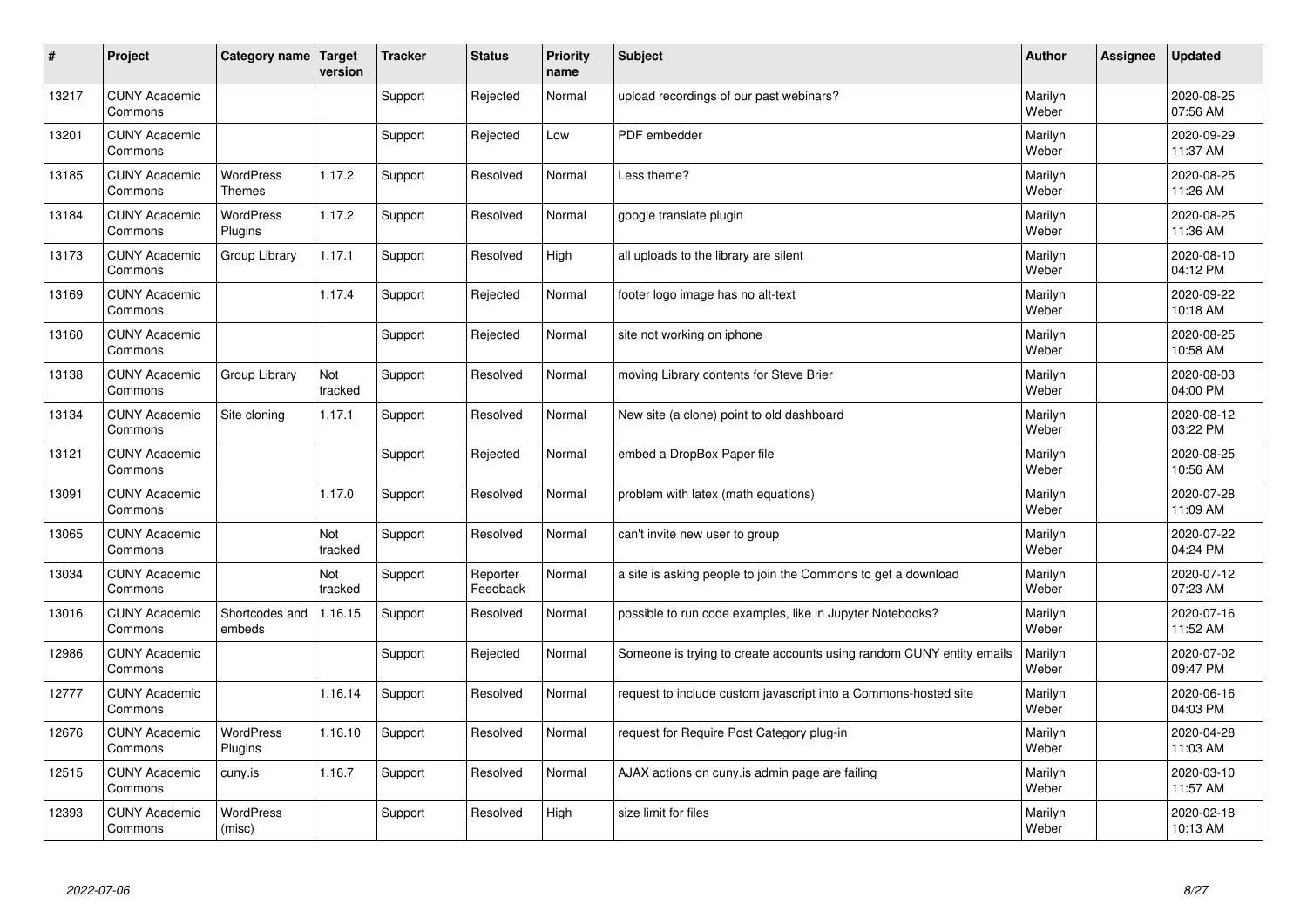| # | Project | Category name | Target version | Tracker | Status | Priority name | Subject | Author | Assignee | Updated |
|---|---|---|---|---|---|---|---|---|---|---|
| 13217 | CUNY Academic Commons | | | Support | Rejected | Normal | upload recordings of our past webinars? | Marilyn Weber | | 2020-08-25 07:56 AM |
| 13201 | CUNY Academic Commons | | | Support | Rejected | Low | PDF embedder | Marilyn Weber | | 2020-09-29 11:37 AM |
| 13185 | CUNY Academic Commons | WordPress Themes | 1.17.2 | Support | Resolved | Normal | Less theme? | Marilyn Weber | | 2020-08-25 11:26 AM |
| 13184 | CUNY Academic Commons | WordPress Plugins | 1.17.2 | Support | Resolved | Normal | google translate plugin | Marilyn Weber | | 2020-08-25 11:36 AM |
| 13173 | CUNY Academic Commons | Group Library | 1.17.1 | Support | Resolved | High | all uploads to the library are silent | Marilyn Weber | | 2020-08-10 04:12 PM |
| 13169 | CUNY Academic Commons | | 1.17.4 | Support | Rejected | Normal | footer logo image has no alt-text | Marilyn Weber | | 2020-09-22 10:18 AM |
| 13160 | CUNY Academic Commons | | | Support | Rejected | Normal | site not working on iphone | Marilyn Weber | | 2020-08-25 10:58 AM |
| 13138 | CUNY Academic Commons | Group Library | Not tracked | Support | Resolved | Normal | moving Library contents for Steve Brier | Marilyn Weber | | 2020-08-03 04:00 PM |
| 13134 | CUNY Academic Commons | Site cloning | 1.17.1 | Support | Resolved | Normal | New site (a clone) point to old dashboard | Marilyn Weber | | 2020-08-12 03:22 PM |
| 13121 | CUNY Academic Commons | | | Support | Rejected | Normal | embed a DropBox Paper file | Marilyn Weber | | 2020-08-25 10:56 AM |
| 13091 | CUNY Academic Commons | | 1.17.0 | Support | Resolved | Normal | problem with latex (math equations) | Marilyn Weber | | 2020-07-28 11:09 AM |
| 13065 | CUNY Academic Commons | | Not tracked | Support | Resolved | Normal | can't invite new user to group | Marilyn Weber | | 2020-07-22 04:24 PM |
| 13034 | CUNY Academic Commons | | Not tracked | Support | Reporter Feedback | Normal | a site is asking people to join the Commons to get a download | Marilyn Weber | | 2020-07-12 07:23 AM |
| 13016 | CUNY Academic Commons | Shortcodes and embeds | 1.16.15 | Support | Resolved | Normal | possible to run code examples, like in Jupyter Notebooks? | Marilyn Weber | | 2020-07-16 11:52 AM |
| 12986 | CUNY Academic Commons | | | Support | Rejected | Normal | Someone is trying to create accounts using random CUNY entity emails | Marilyn Weber | | 2020-07-02 09:47 PM |
| 12777 | CUNY Academic Commons | | 1.16.14 | Support | Resolved | Normal | request to include custom javascript into a Commons-hosted site | Marilyn Weber | | 2020-06-16 04:03 PM |
| 12676 | CUNY Academic Commons | WordPress Plugins | 1.16.10 | Support | Resolved | Normal | request for Require Post Category plug-in | Marilyn Weber | | 2020-04-28 11:03 AM |
| 12515 | CUNY Academic Commons | cuny.is | 1.16.7 | Support | Resolved | Normal | AJAX actions on cuny.is admin page are failing | Marilyn Weber | | 2020-03-10 11:57 AM |
| 12393 | CUNY Academic Commons | WordPress (misc) | | Support | Resolved | High | size limit for files | Marilyn Weber | | 2020-02-18 10:13 AM |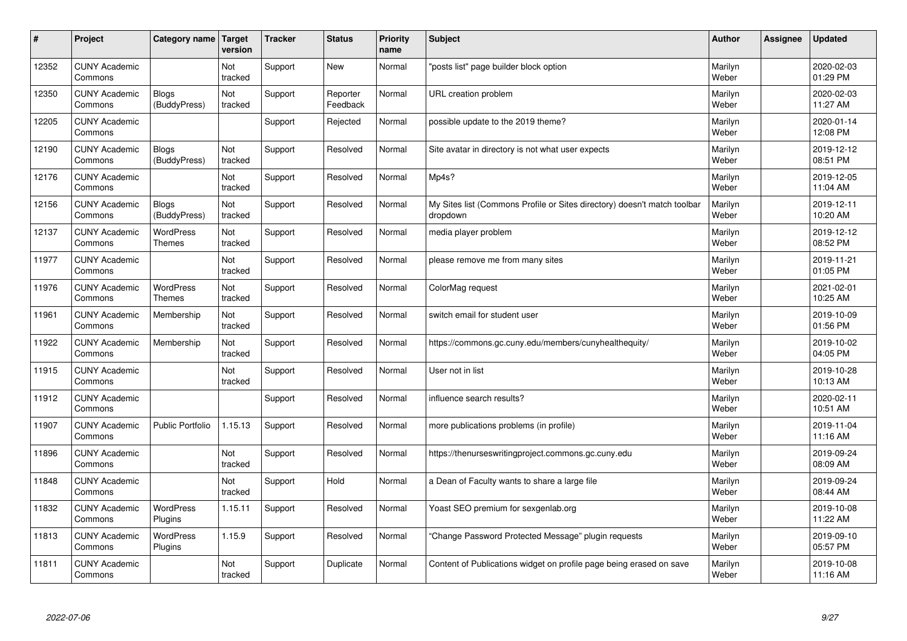| # | Project | Category name | Target version | Tracker | Status | Priority name | Subject | Author | Assignee | Updated |
|---|---|---|---|---|---|---|---|---|---|---|
| 12352 | CUNY Academic Commons | | Not tracked | Support | New | Normal | "posts list" page builder block option | Marilyn Weber | | 2020-02-03 01:29 PM |
| 12350 | CUNY Academic Commons | Blogs (BuddyPress) | Not tracked | Support | Reporter Feedback | Normal | URL creation problem | Marilyn Weber | | 2020-02-03 11:27 AM |
| 12205 | CUNY Academic Commons | | | Support | Rejected | Normal | possible update to the 2019 theme? | Marilyn Weber | | 2020-01-14 12:08 PM |
| 12190 | CUNY Academic Commons | Blogs (BuddyPress) | Not tracked | Support | Resolved | Normal | Site avatar in directory is not what user expects | Marilyn Weber | | 2019-12-12 08:51 PM |
| 12176 | CUNY Academic Commons | | Not tracked | Support | Resolved | Normal | Mp4s? | Marilyn Weber | | 2019-12-05 11:04 AM |
| 12156 | CUNY Academic Commons | Blogs (BuddyPress) | Not tracked | Support | Resolved | Normal | My Sites list (Commons Profile or Sites directory) doesn't match toolbar dropdown | Marilyn Weber | | 2019-12-11 10:20 AM |
| 12137 | CUNY Academic Commons | WordPress Themes | Not tracked | Support | Resolved | Normal | media player problem | Marilyn Weber | | 2019-12-12 08:52 PM |
| 11977 | CUNY Academic Commons | | Not tracked | Support | Resolved | Normal | please remove me from many sites | Marilyn Weber | | 2019-11-21 01:05 PM |
| 11976 | CUNY Academic Commons | WordPress Themes | Not tracked | Support | Resolved | Normal | ColorMag request | Marilyn Weber | | 2021-02-01 10:25 AM |
| 11961 | CUNY Academic Commons | Membership | Not tracked | Support | Resolved | Normal | switch email for student user | Marilyn Weber | | 2019-10-09 01:56 PM |
| 11922 | CUNY Academic Commons | Membership | Not tracked | Support | Resolved | Normal | https://commons.gc.cuny.edu/members/cunyhealthequity/ | Marilyn Weber | | 2019-10-02 04:05 PM |
| 11915 | CUNY Academic Commons | | Not tracked | Support | Resolved | Normal | User not in list | Marilyn Weber | | 2019-10-28 10:13 AM |
| 11912 | CUNY Academic Commons | | | Support | Resolved | Normal | influence search results? | Marilyn Weber | | 2020-02-11 10:51 AM |
| 11907 | CUNY Academic Commons | Public Portfolio | 1.15.13 | Support | Resolved | Normal | more publications problems (in profile) | Marilyn Weber | | 2019-11-04 11:16 AM |
| 11896 | CUNY Academic Commons | | Not tracked | Support | Resolved | Normal | https://thenurseswritingproject.commons.gc.cuny.edu | Marilyn Weber | | 2019-09-24 08:09 AM |
| 11848 | CUNY Academic Commons | | Not tracked | Support | Hold | Normal | a Dean of Faculty wants to share a large file | Marilyn Weber | | 2019-09-24 08:44 AM |
| 11832 | CUNY Academic Commons | WordPress Plugins | 1.15.11 | Support | Resolved | Normal | Yoast SEO premium for sexgenlab.org | Marilyn Weber | | 2019-10-08 11:22 AM |
| 11813 | CUNY Academic Commons | WordPress Plugins | 1.15.9 | Support | Resolved | Normal | "Change Password Protected Message" plugin requests | Marilyn Weber | | 2019-09-10 05:57 PM |
| 11811 | CUNY Academic Commons | | Not tracked | Support | Duplicate | Normal | Content of Publications widget on profile page being erased on save | Marilyn Weber | | 2019-10-08 11:16 AM |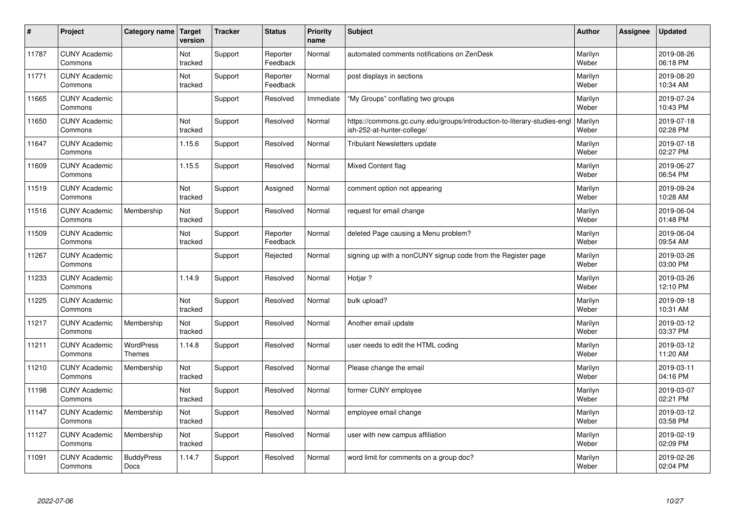| # | Project | Category name | Target version | Tracker | Status | Priority name | Subject | Author | Assignee | Updated |
|---|---|---|---|---|---|---|---|---|---|---|
| 11787 | CUNY Academic Commons | | Not tracked | Support | Reporter Feedback | Normal | automated comments notifications on ZenDesk | Marilyn Weber | | 2019-08-26 06:18 PM |
| 11771 | CUNY Academic Commons | | Not tracked | Support | Reporter Feedback | Normal | post displays in sections | Marilyn Weber | | 2019-08-20 10:34 AM |
| 11665 | CUNY Academic Commons | | | Support | Resolved | Immediate | "My Groups" conflating two groups | Marilyn Weber | | 2019-07-24 10:43 PM |
| 11650 | CUNY Academic Commons | | Not tracked | Support | Resolved | Normal | https://commons.gc.cuny.edu/groups/introduction-to-literary-studies-english-252-at-hunter-college/ | Marilyn Weber | | 2019-07-18 02:28 PM |
| 11647 | CUNY Academic Commons | | 1.15.6 | Support | Resolved | Normal | Tribulant Newsletters update | Marilyn Weber | | 2019-07-18 02:27 PM |
| 11609 | CUNY Academic Commons | | 1.15.5 | Support | Resolved | Normal | Mixed Content flag | Marilyn Weber | | 2019-06-27 06:54 PM |
| 11519 | CUNY Academic Commons | | Not tracked | Support | Assigned | Normal | comment option not appearing | Marilyn Weber | | 2019-09-24 10:28 AM |
| 11516 | CUNY Academic Commons | Membership | Not tracked | Support | Resolved | Normal | request for email change | Marilyn Weber | | 2019-06-04 01:48 PM |
| 11509 | CUNY Academic Commons | | Not tracked | Support | Reporter Feedback | Normal | deleted Page causing a Menu problem? | Marilyn Weber | | 2019-06-04 09:54 AM |
| 11267 | CUNY Academic Commons | | | Support | Rejected | Normal | signing up with a nonCUNY signup code from the Register page | Marilyn Weber | | 2019-03-26 03:00 PM |
| 11233 | CUNY Academic Commons | | 1.14.9 | Support | Resolved | Normal | Hotjar ? | Marilyn Weber | | 2019-03-26 12:10 PM |
| 11225 | CUNY Academic Commons | | Not tracked | Support | Resolved | Normal | bulk upload? | Marilyn Weber | | 2019-09-18 10:31 AM |
| 11217 | CUNY Academic Commons | Membership | Not tracked | Support | Resolved | Normal | Another email update | Marilyn Weber | | 2019-03-12 03:37 PM |
| 11211 | CUNY Academic Commons | WordPress Themes | 1.14.8 | Support | Resolved | Normal | user needs to edit the HTML coding | Marilyn Weber | | 2019-03-12 11:20 AM |
| 11210 | CUNY Academic Commons | Membership | Not tracked | Support | Resolved | Normal | Please change the email | Marilyn Weber | | 2019-03-11 04:16 PM |
| 11198 | CUNY Academic Commons | | Not tracked | Support | Resolved | Normal | former CUNY employee | Marilyn Weber | | 2019-03-07 02:21 PM |
| 11147 | CUNY Academic Commons | Membership | Not tracked | Support | Resolved | Normal | employee email change | Marilyn Weber | | 2019-03-12 03:58 PM |
| 11127 | CUNY Academic Commons | Membership | Not tracked | Support | Resolved | Normal | user with new campus affiliation | Marilyn Weber | | 2019-02-19 02:09 PM |
| 11091 | CUNY Academic Commons | BuddyPress Docs | 1.14.7 | Support | Resolved | Normal | word limit for comments on a group doc? | Marilyn Weber | | 2019-02-26 02:04 PM |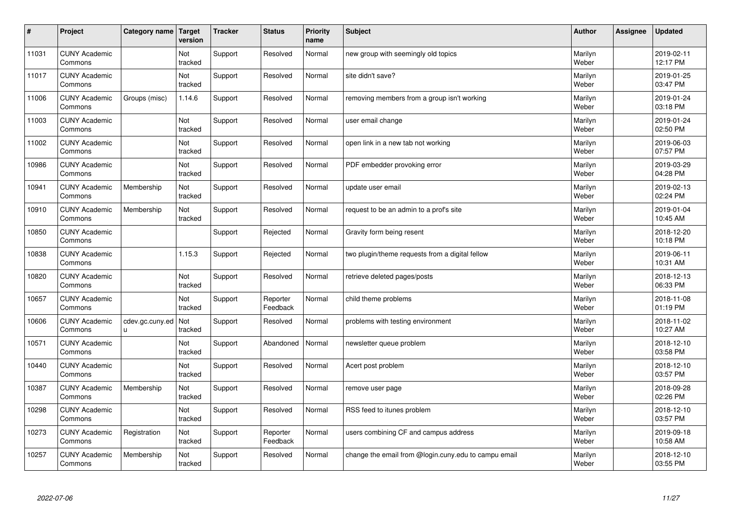| # | Project | Category name | Target version | Tracker | Status | Priority name | Subject | Author | Assignee | Updated |
|---|---|---|---|---|---|---|---|---|---|---|
| 11031 | CUNY Academic Commons | | Not tracked | Support | Resolved | Normal | new group with seemingly old topics | Marilyn Weber | | 2019-02-11 12:17 PM |
| 11017 | CUNY Academic Commons | | Not tracked | Support | Resolved | Normal | site didn't save? | Marilyn Weber | | 2019-01-25 03:47 PM |
| 11006 | CUNY Academic Commons | Groups (misc) | 1.14.6 | Support | Resolved | Normal | removing members from a group isn't working | Marilyn Weber | | 2019-01-24 03:18 PM |
| 11003 | CUNY Academic Commons | | Not tracked | Support | Resolved | Normal | user email change | Marilyn Weber | | 2019-01-24 02:50 PM |
| 11002 | CUNY Academic Commons | | Not tracked | Support | Resolved | Normal | open link in a new tab not working | Marilyn Weber | | 2019-06-03 07:57 PM |
| 10986 | CUNY Academic Commons | | Not tracked | Support | Resolved | Normal | PDF embedder provoking error | Marilyn Weber | | 2019-03-29 04:28 PM |
| 10941 | CUNY Academic Commons | Membership | Not tracked | Support | Resolved | Normal | update user email | Marilyn Weber | | 2019-02-13 02:24 PM |
| 10910 | CUNY Academic Commons | Membership | Not tracked | Support | Resolved | Normal | request to be an admin to a prof's site | Marilyn Weber | | 2019-01-04 10:45 AM |
| 10850 | CUNY Academic Commons | | | Support | Rejected | Normal | Gravity form being resent | Marilyn Weber | | 2018-12-20 10:18 PM |
| 10838 | CUNY Academic Commons | | 1.15.3 | Support | Rejected | Normal | two plugin/theme requests from a digital fellow | Marilyn Weber | | 2019-06-11 10:31 AM |
| 10820 | CUNY Academic Commons | | Not tracked | Support | Resolved | Normal | retrieve deleted pages/posts | Marilyn Weber | | 2018-12-13 06:33 PM |
| 10657 | CUNY Academic Commons | | Not tracked | Support | Reporter Feedback | Normal | child theme problems | Marilyn Weber | | 2018-11-08 01:19 PM |
| 10606 | CUNY Academic Commons | cdev.gc.cuny.edu | Not tracked | Support | Resolved | Normal | problems with testing environment | Marilyn Weber | | 2018-11-02 10:27 AM |
| 10571 | CUNY Academic Commons | | Not tracked | Support | Abandoned | Normal | newsletter queue problem | Marilyn Weber | | 2018-12-10 03:58 PM |
| 10440 | CUNY Academic Commons | | Not tracked | Support | Resolved | Normal | Acert post problem | Marilyn Weber | | 2018-12-10 03:57 PM |
| 10387 | CUNY Academic Commons | Membership | Not tracked | Support | Resolved | Normal | remove user page | Marilyn Weber | | 2018-09-28 02:26 PM |
| 10298 | CUNY Academic Commons | | Not tracked | Support | Resolved | Normal | RSS feed to itunes problem | Marilyn Weber | | 2018-12-10 03:57 PM |
| 10273 | CUNY Academic Commons | Registration | Not tracked | Support | Reporter Feedback | Normal | users combining CF and campus address | Marilyn Weber | | 2019-09-18 10:58 AM |
| 10257 | CUNY Academic Commons | Membership | Not tracked | Support | Resolved | Normal | change the email from @login.cuny.edu to campu email | Marilyn Weber | | 2018-12-10 03:55 PM |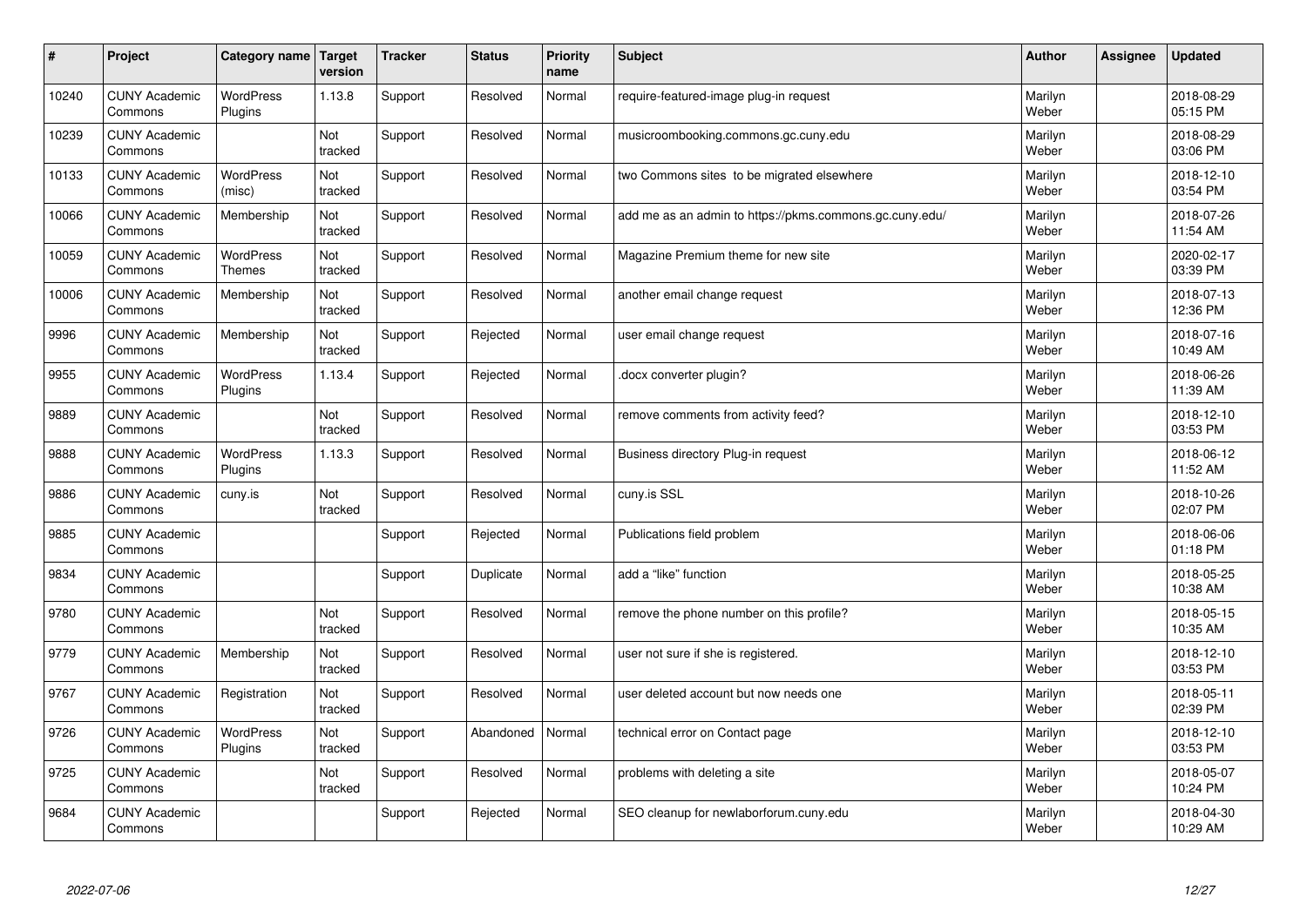| # | Project | Category name | Target version | Tracker | Status | Priority name | Subject | Author | Assignee | Updated |
|---|---|---|---|---|---|---|---|---|---|---|
| 10240 | CUNY Academic Commons | WordPress Plugins | 1.13.8 | Support | Resolved | Normal | require-featured-image plug-in request | Marilyn Weber | | 2018-08-29 05:15 PM |
| 10239 | CUNY Academic Commons | | Not tracked | Support | Resolved | Normal | musicroombooking.commons.gc.cuny.edu | Marilyn Weber | | 2018-08-29 03:06 PM |
| 10133 | CUNY Academic Commons | WordPress (misc) | Not tracked | Support | Resolved | Normal | two Commons sites to be migrated elsewhere | Marilyn Weber | | 2018-12-10 03:54 PM |
| 10066 | CUNY Academic Commons | Membership | Not tracked | Support | Resolved | Normal | add me as an admin to https://pkms.commons.gc.cuny.edu/ | Marilyn Weber | | 2018-07-26 11:54 AM |
| 10059 | CUNY Academic Commons | WordPress Themes | Not tracked | Support | Resolved | Normal | Magazine Premium theme for new site | Marilyn Weber | | 2020-02-17 03:39 PM |
| 10006 | CUNY Academic Commons | Membership | Not tracked | Support | Resolved | Normal | another email change request | Marilyn Weber | | 2018-07-13 12:36 PM |
| 9996 | CUNY Academic Commons | Membership | Not tracked | Support | Rejected | Normal | user email change request | Marilyn Weber | | 2018-07-16 10:49 AM |
| 9955 | CUNY Academic Commons | WordPress Plugins | 1.13.4 | Support | Rejected | Normal | .docx converter plugin? | Marilyn Weber | | 2018-06-26 11:39 AM |
| 9889 | CUNY Academic Commons | | Not tracked | Support | Resolved | Normal | remove comments from activity feed? | Marilyn Weber | | 2018-12-10 03:53 PM |
| 9888 | CUNY Academic Commons | WordPress Plugins | 1.13.3 | Support | Resolved | Normal | Business directory Plug-in request | Marilyn Weber | | 2018-06-12 11:52 AM |
| 9886 | CUNY Academic Commons | cuny.is | Not tracked | Support | Resolved | Normal | cuny.is SSL | Marilyn Weber | | 2018-10-26 02:07 PM |
| 9885 | CUNY Academic Commons | | | Support | Rejected | Normal | Publications field problem | Marilyn Weber | | 2018-06-06 01:18 PM |
| 9834 | CUNY Academic Commons | | | Support | Duplicate | Normal | add a "like" function | Marilyn Weber | | 2018-05-25 10:38 AM |
| 9780 | CUNY Academic Commons | | Not tracked | Support | Resolved | Normal | remove the phone number on this profile? | Marilyn Weber | | 2018-05-15 10:35 AM |
| 9779 | CUNY Academic Commons | Membership | Not tracked | Support | Resolved | Normal | user not sure if she is registered. | Marilyn Weber | | 2018-12-10 03:53 PM |
| 9767 | CUNY Academic Commons | Registration | Not tracked | Support | Resolved | Normal | user deleted account but now needs one | Marilyn Weber | | 2018-05-11 02:39 PM |
| 9726 | CUNY Academic Commons | WordPress Plugins | Not tracked | Support | Abandoned | Normal | technical error on Contact page | Marilyn Weber | | 2018-12-10 03:53 PM |
| 9725 | CUNY Academic Commons | | Not tracked | Support | Resolved | Normal | problems with deleting a site | Marilyn Weber | | 2018-05-07 10:24 PM |
| 9684 | CUNY Academic Commons | | | Support | Rejected | Normal | SEO cleanup for newlaborforum.cuny.edu | Marilyn Weber | | 2018-04-30 10:29 AM |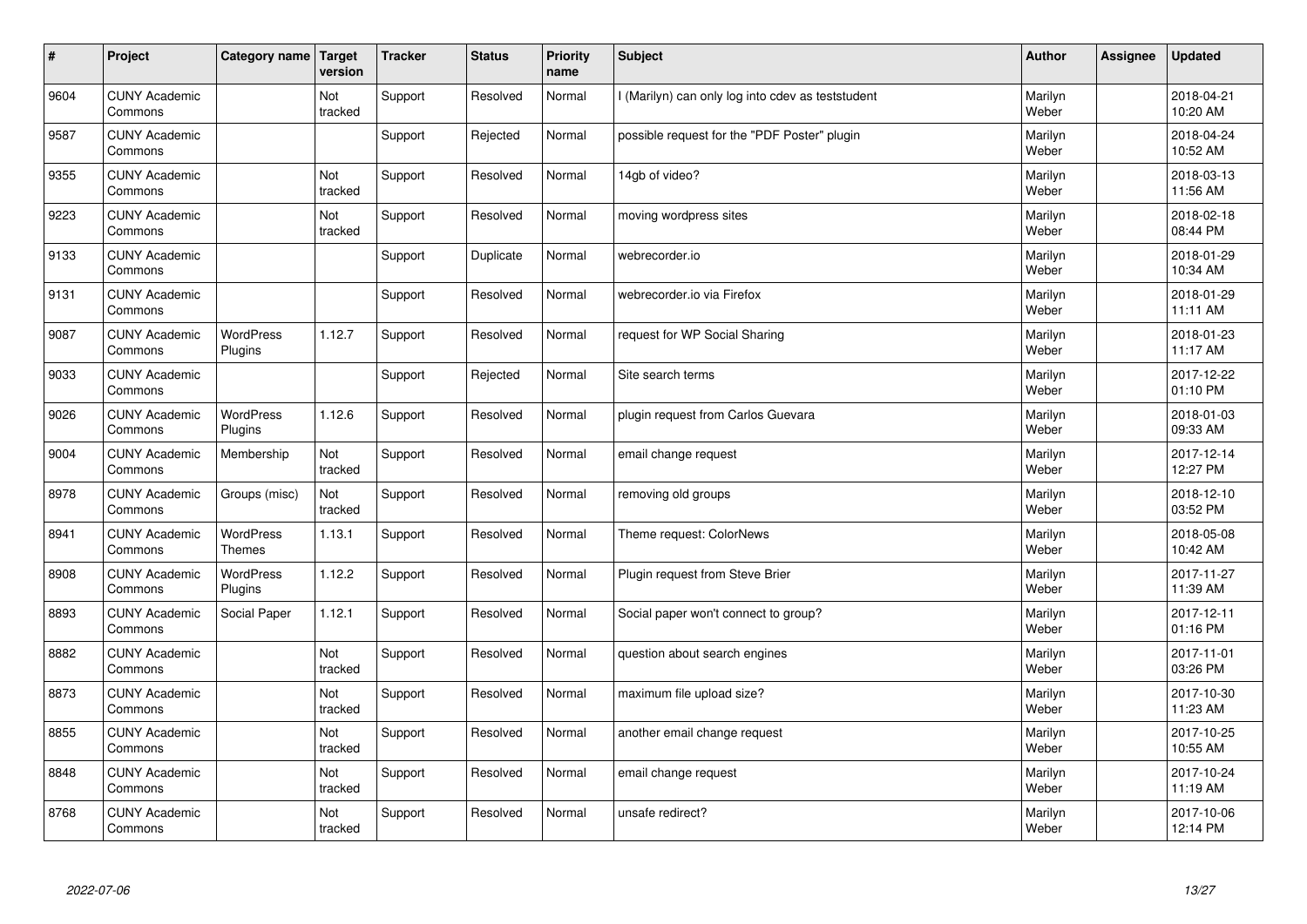| # | Project | Category name | Target version | Tracker | Status | Priority name | Subject | Author | Assignee | Updated |
|---|---|---|---|---|---|---|---|---|---|---|
| 9604 | CUNY Academic Commons | | Not tracked | Support | Resolved | Normal | I (Marilyn) can only log into cdev as teststudent | Marilyn Weber | | 2018-04-21 10:20 AM |
| 9587 | CUNY Academic Commons | | | Support | Rejected | Normal | possible request for the "PDF Poster" plugin | Marilyn Weber | | 2018-04-24 10:52 AM |
| 9355 | CUNY Academic Commons | | Not tracked | Support | Resolved | Normal | 14gb of video? | Marilyn Weber | | 2018-03-13 11:56 AM |
| 9223 | CUNY Academic Commons | | Not tracked | Support | Resolved | Normal | moving wordpress sites | Marilyn Weber | | 2018-02-18 08:44 PM |
| 9133 | CUNY Academic Commons | | | Support | Duplicate | Normal | webrecorder.io | Marilyn Weber | | 2018-01-29 10:34 AM |
| 9131 | CUNY Academic Commons | | | Support | Resolved | Normal | webrecorder.io via Firefox | Marilyn Weber | | 2018-01-29 11:11 AM |
| 9087 | CUNY Academic Commons | WordPress Plugins | 1.12.7 | Support | Resolved | Normal | request for WP Social Sharing | Marilyn Weber | | 2018-01-23 11:17 AM |
| 9033 | CUNY Academic Commons | | | Support | Rejected | Normal | Site search terms | Marilyn Weber | | 2017-12-22 01:10 PM |
| 9026 | CUNY Academic Commons | WordPress Plugins | 1.12.6 | Support | Resolved | Normal | plugin request from Carlos Guevara | Marilyn Weber | | 2018-01-03 09:33 AM |
| 9004 | CUNY Academic Commons | Membership | Not tracked | Support | Resolved | Normal | email change request | Marilyn Weber | | 2017-12-14 12:27 PM |
| 8978 | CUNY Academic Commons | Groups (misc) | Not tracked | Support | Resolved | Normal | removing old groups | Marilyn Weber | | 2018-12-10 03:52 PM |
| 8941 | CUNY Academic Commons | WordPress Themes | 1.13.1 | Support | Resolved | Normal | Theme request: ColorNews | Marilyn Weber | | 2018-05-08 10:42 AM |
| 8908 | CUNY Academic Commons | WordPress Plugins | 1.12.2 | Support | Resolved | Normal | Plugin request from Steve Brier | Marilyn Weber | | 2017-11-27 11:39 AM |
| 8893 | CUNY Academic Commons | Social Paper | 1.12.1 | Support | Resolved | Normal | Social paper won't connect to group? | Marilyn Weber | | 2017-12-11 01:16 PM |
| 8882 | CUNY Academic Commons | | Not tracked | Support | Resolved | Normal | question about search engines | Marilyn Weber | | 2017-11-01 03:26 PM |
| 8873 | CUNY Academic Commons | | Not tracked | Support | Resolved | Normal | maximum file upload size? | Marilyn Weber | | 2017-10-30 11:23 AM |
| 8855 | CUNY Academic Commons | | Not tracked | Support | Resolved | Normal | another email change request | Marilyn Weber | | 2017-10-25 10:55 AM |
| 8848 | CUNY Academic Commons | | Not tracked | Support | Resolved | Normal | email change request | Marilyn Weber | | 2017-10-24 11:19 AM |
| 8768 | CUNY Academic Commons | | Not tracked | Support | Resolved | Normal | unsafe redirect? | Marilyn Weber | | 2017-10-06 12:14 PM |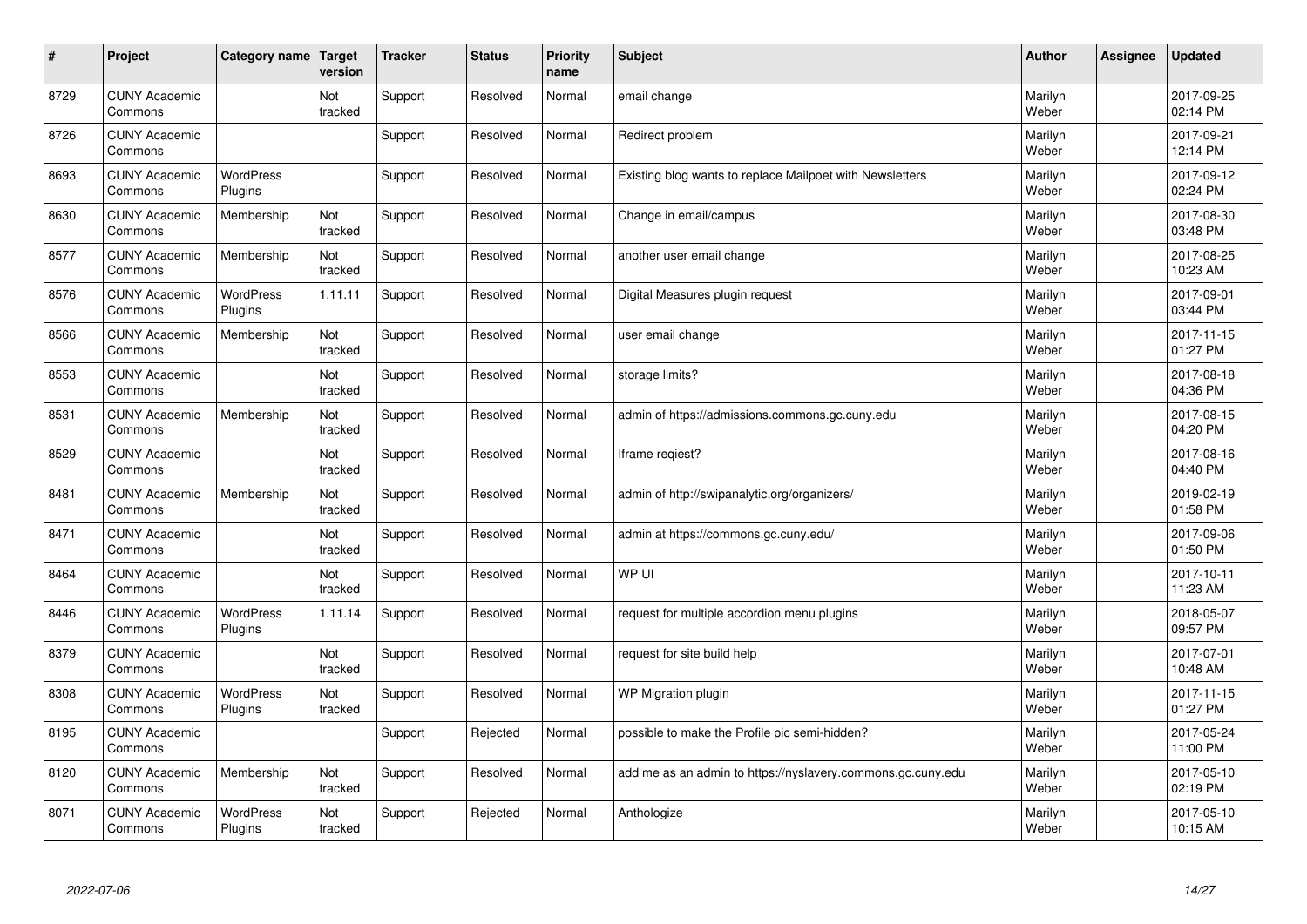| # | Project | Category name | Target version | Tracker | Status | Priority name | Subject | Author | Assignee | Updated |
|---|---|---|---|---|---|---|---|---|---|---|
| 8729 | CUNY Academic Commons | | Not tracked | Support | Resolved | Normal | email change | Marilyn Weber | | 2017-09-25 02:14 PM |
| 8726 | CUNY Academic Commons | | | Support | Resolved | Normal | Redirect problem | Marilyn Weber | | 2017-09-21 12:14 PM |
| 8693 | CUNY Academic Commons | WordPress Plugins | | Support | Resolved | Normal | Existing blog wants to replace Mailpoet with Newsletters | Marilyn Weber | | 2017-09-12 02:24 PM |
| 8630 | CUNY Academic Commons | Membership | Not tracked | Support | Resolved | Normal | Change in email/campus | Marilyn Weber | | 2017-08-30 03:48 PM |
| 8577 | CUNY Academic Commons | Membership | Not tracked | Support | Resolved | Normal | another user email change | Marilyn Weber | | 2017-08-25 10:23 AM |
| 8576 | CUNY Academic Commons | WordPress Plugins | 1.11.11 | Support | Resolved | Normal | Digital Measures plugin request | Marilyn Weber | | 2017-09-01 03:44 PM |
| 8566 | CUNY Academic Commons | Membership | Not tracked | Support | Resolved | Normal | user email change | Marilyn Weber | | 2017-11-15 01:27 PM |
| 8553 | CUNY Academic Commons | | Not tracked | Support | Resolved | Normal | storage limits? | Marilyn Weber | | 2017-08-18 04:36 PM |
| 8531 | CUNY Academic Commons | Membership | Not tracked | Support | Resolved | Normal | admin of https://admissions.commons.gc.cuny.edu | Marilyn Weber | | 2017-08-15 04:20 PM |
| 8529 | CUNY Academic Commons | | Not tracked | Support | Resolved | Normal | Iframe reqiest? | Marilyn Weber | | 2017-08-16 04:40 PM |
| 8481 | CUNY Academic Commons | Membership | Not tracked | Support | Resolved | Normal | admin of http://swipanalytic.org/organizers/ | Marilyn Weber | | 2019-02-19 01:58 PM |
| 8471 | CUNY Academic Commons | | Not tracked | Support | Resolved | Normal | admin at https://commons.gc.cuny.edu/ | Marilyn Weber | | 2017-09-06 01:50 PM |
| 8464 | CUNY Academic Commons | | Not tracked | Support | Resolved | Normal | WP UI | Marilyn Weber | | 2017-10-11 11:23 AM |
| 8446 | CUNY Academic Commons | WordPress Plugins | 1.11.14 | Support | Resolved | Normal | request for multiple accordion menu plugins | Marilyn Weber | | 2018-05-07 09:57 PM |
| 8379 | CUNY Academic Commons | | Not tracked | Support | Resolved | Normal | request for site build help | Marilyn Weber | | 2017-07-01 10:48 AM |
| 8308 | CUNY Academic Commons | WordPress Plugins | Not tracked | Support | Resolved | Normal | WP Migration plugin | Marilyn Weber | | 2017-11-15 01:27 PM |
| 8195 | CUNY Academic Commons | | | Support | Rejected | Normal | possible to make the Profile pic semi-hidden? | Marilyn Weber | | 2017-05-24 11:00 PM |
| 8120 | CUNY Academic Commons | Membership | Not tracked | Support | Resolved | Normal | add me as an admin to https://nyslavery.commons.gc.cuny.edu | Marilyn Weber | | 2017-05-10 02:19 PM |
| 8071 | CUNY Academic Commons | WordPress Plugins | Not tracked | Support | Rejected | Normal | Anthologize | Marilyn Weber | | 2017-05-10 10:15 AM |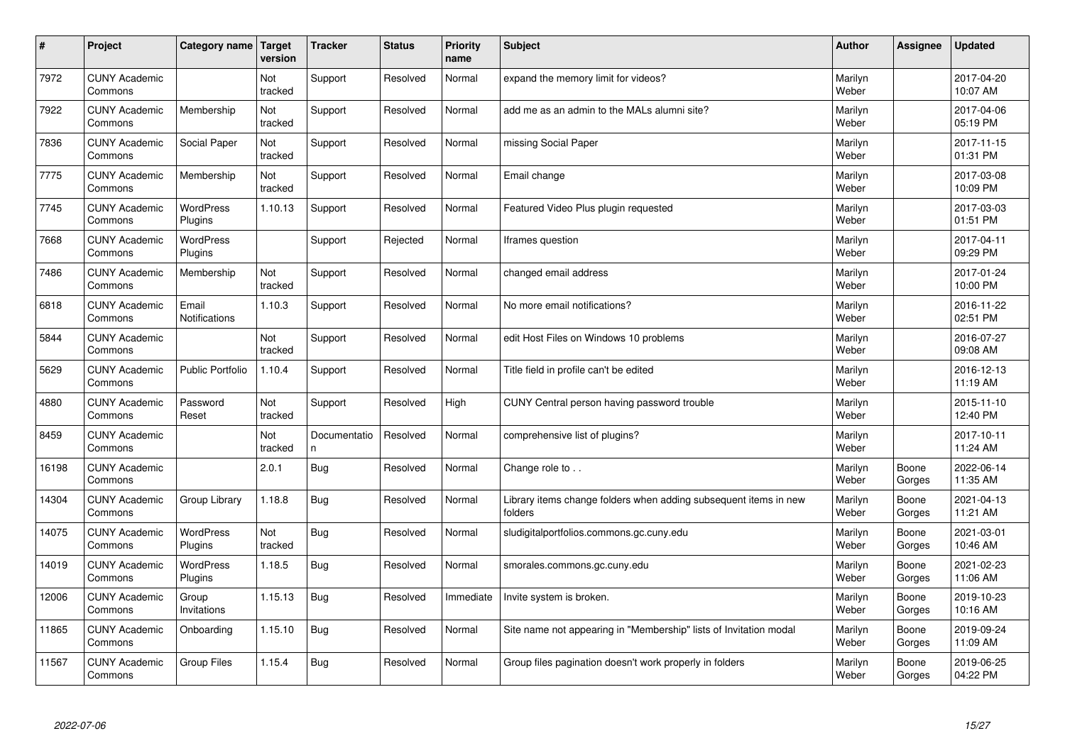| # | Project | Category name | Target version | Tracker | Status | Priority name | Subject | Author | Assignee | Updated |
|---|---|---|---|---|---|---|---|---|---|---|
| 7972 | CUNY Academic Commons | | Not tracked | Support | Resolved | Normal | expand the memory limit for videos? | Marilyn Weber | | 2017-04-20 10:07 AM |
| 7922 | CUNY Academic Commons | Membership | Not tracked | Support | Resolved | Normal | add me as an admin to the MALs alumni site? | Marilyn Weber | | 2017-04-06 05:19 PM |
| 7836 | CUNY Academic Commons | Social Paper | Not tracked | Support | Resolved | Normal | missing Social Paper | Marilyn Weber | | 2017-11-15 01:31 PM |
| 7775 | CUNY Academic Commons | Membership | Not tracked | Support | Resolved | Normal | Email change | Marilyn Weber | | 2017-03-08 10:09 PM |
| 7745 | CUNY Academic Commons | WordPress Plugins | 1.10.13 | Support | Resolved | Normal | Featured Video Plus plugin requested | Marilyn Weber | | 2017-03-03 01:51 PM |
| 7668 | CUNY Academic Commons | WordPress Plugins | | Support | Rejected | Normal | Iframes question | Marilyn Weber | | 2017-04-11 09:29 PM |
| 7486 | CUNY Academic Commons | Membership | Not tracked | Support | Resolved | Normal | changed email address | Marilyn Weber | | 2017-01-24 10:00 PM |
| 6818 | CUNY Academic Commons | Email Notifications | 1.10.3 | Support | Resolved | Normal | No more email notifications? | Marilyn Weber | | 2016-11-22 02:51 PM |
| 5844 | CUNY Academic Commons | | Not tracked | Support | Resolved | Normal | edit Host Files on Windows 10 problems | Marilyn Weber | | 2016-07-27 09:08 AM |
| 5629 | CUNY Academic Commons | Public Portfolio | 1.10.4 | Support | Resolved | Normal | Title field in profile can't be edited | Marilyn Weber | | 2016-12-13 11:19 AM |
| 4880 | CUNY Academic Commons | Password Reset | Not tracked | Support | Resolved | High | CUNY Central person having password trouble | Marilyn Weber | | 2015-11-10 12:40 PM |
| 8459 | CUNY Academic Commons | | Not tracked | Documentation | Resolved | Normal | comprehensive list of plugins? | Marilyn Weber | | 2017-10-11 11:24 AM |
| 16198 | CUNY Academic Commons | | 2.0.1 | Bug | Resolved | Normal | Change role to . . | Marilyn Weber | Boone Gorges | 2022-06-14 11:35 AM |
| 14304 | CUNY Academic Commons | Group Library | 1.18.8 | Bug | Resolved | Normal | Library items change folders when adding subsequent items in new folders | Marilyn Weber | Boone Gorges | 2021-04-13 11:21 AM |
| 14075 | CUNY Academic Commons | WordPress Plugins | Not tracked | Bug | Resolved | Normal | sludigitalportfolios.commons.gc.cuny.edu | Marilyn Weber | Boone Gorges | 2021-03-01 10:46 AM |
| 14019 | CUNY Academic Commons | WordPress Plugins | 1.18.5 | Bug | Resolved | Normal | smorales.commons.gc.cuny.edu | Marilyn Weber | Boone Gorges | 2021-02-23 11:06 AM |
| 12006 | CUNY Academic Commons | Group Invitations | 1.15.13 | Bug | Resolved | Immediate | Invite system is broken. | Marilyn Weber | Boone Gorges | 2019-10-23 10:16 AM |
| 11865 | CUNY Academic Commons | Onboarding | 1.15.10 | Bug | Resolved | Normal | Site name not appearing in "Membership" lists of Invitation modal | Marilyn Weber | Boone Gorges | 2019-09-24 11:09 AM |
| 11567 | CUNY Academic Commons | Group Files | 1.15.4 | Bug | Resolved | Normal | Group files pagination doesn't work properly in folders | Marilyn Weber | Boone Gorges | 2019-06-25 04:22 PM |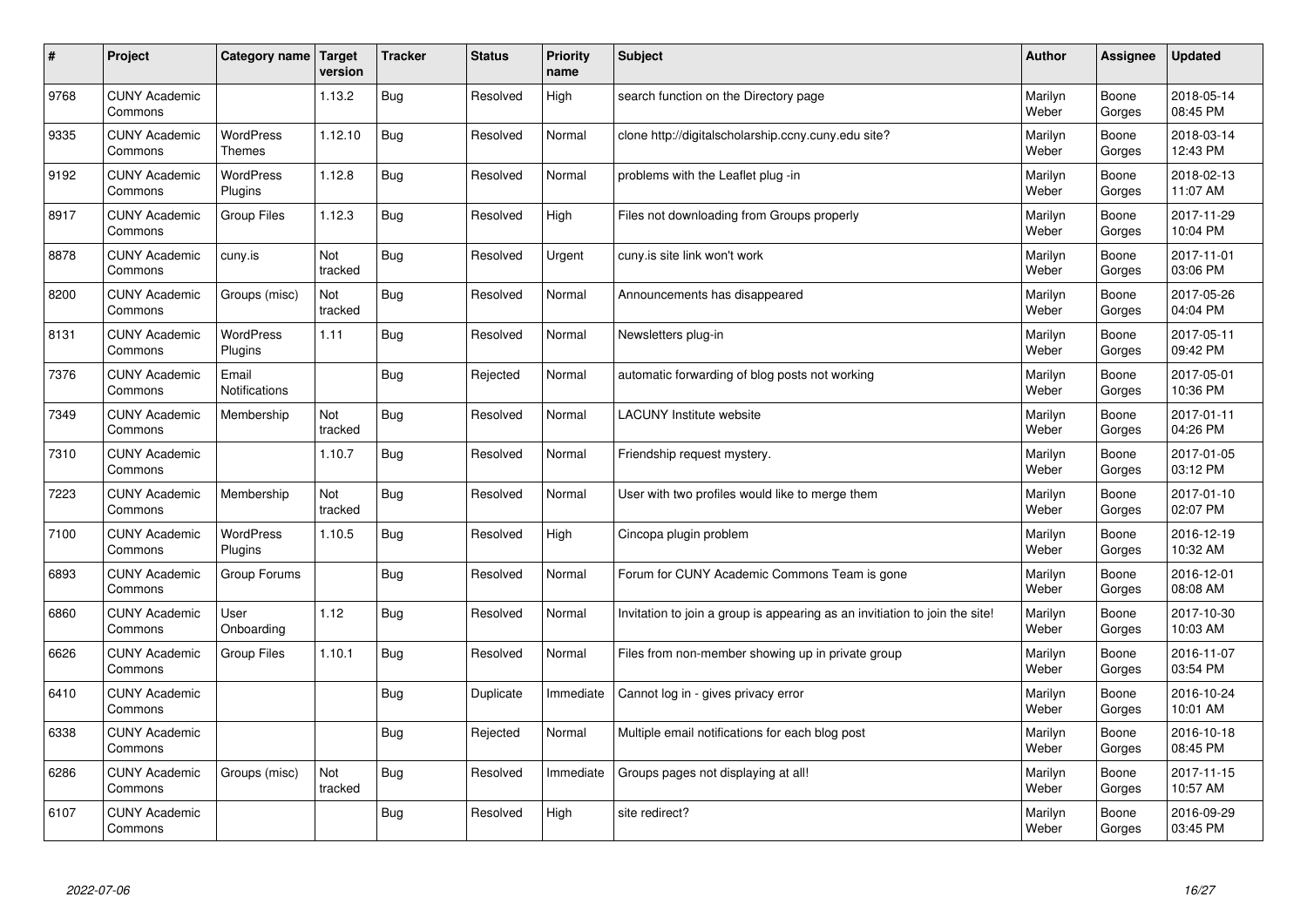| # | Project | Category name | Target version | Tracker | Status | Priority name | Subject | Author | Assignee | Updated |
|---|---|---|---|---|---|---|---|---|---|---|
| 9768 | CUNY Academic Commons | | 1.13.2 | Bug | Resolved | High | search function on the Directory page | Marilyn Weber | Boone Gorges | 2018-05-14 08:45 PM |
| 9335 | CUNY Academic Commons | WordPress Themes | 1.12.10 | Bug | Resolved | Normal | clone http://digitalscholarship.ccny.cuny.edu site? | Marilyn Weber | Boone Gorges | 2018-03-14 12:43 PM |
| 9192 | CUNY Academic Commons | WordPress Plugins | 1.12.8 | Bug | Resolved | Normal | problems with the Leaflet plug -in | Marilyn Weber | Boone Gorges | 2018-02-13 11:07 AM |
| 8917 | CUNY Academic Commons | Group Files | 1.12.3 | Bug | Resolved | High | Files not downloading from Groups properly | Marilyn Weber | Boone Gorges | 2017-11-29 10:04 PM |
| 8878 | CUNY Academic Commons | cuny.is | Not tracked | Bug | Resolved | Urgent | cuny.is site link won't work | Marilyn Weber | Boone Gorges | 2017-11-01 03:06 PM |
| 8200 | CUNY Academic Commons | Groups (misc) | Not tracked | Bug | Resolved | Normal | Announcements has disappeared | Marilyn Weber | Boone Gorges | 2017-05-26 04:04 PM |
| 8131 | CUNY Academic Commons | WordPress Plugins | 1.11 | Bug | Resolved | Normal | Newsletters plug-in | Marilyn Weber | Boone Gorges | 2017-05-11 09:42 PM |
| 7376 | CUNY Academic Commons | Email Notifications | | Bug | Rejected | Normal | automatic forwarding of blog posts not working | Marilyn Weber | Boone Gorges | 2017-05-01 10:36 PM |
| 7349 | CUNY Academic Commons | Membership | Not tracked | Bug | Resolved | Normal | LACUNY Institute website | Marilyn Weber | Boone Gorges | 2017-01-11 04:26 PM |
| 7310 | CUNY Academic Commons | | 1.10.7 | Bug | Resolved | Normal | Friendship request mystery. | Marilyn Weber | Boone Gorges | 2017-01-05 03:12 PM |
| 7223 | CUNY Academic Commons | Membership | Not tracked | Bug | Resolved | Normal | User with two profiles would like to merge them | Marilyn Weber | Boone Gorges | 2017-01-10 02:07 PM |
| 7100 | CUNY Academic Commons | WordPress Plugins | 1.10.5 | Bug | Resolved | High | Cincopa plugin problem | Marilyn Weber | Boone Gorges | 2016-12-19 10:32 AM |
| 6893 | CUNY Academic Commons | Group Forums | | Bug | Resolved | Normal | Forum for CUNY Academic Commons Team is gone | Marilyn Weber | Boone Gorges | 2016-12-01 08:08 AM |
| 6860 | CUNY Academic Commons | User Onboarding | 1.12 | Bug | Resolved | Normal | Invitation to join a group is appearing as an invitiation to join the site! | Marilyn Weber | Boone Gorges | 2017-10-30 10:03 AM |
| 6626 | CUNY Academic Commons | Group Files | 1.10.1 | Bug | Resolved | Normal | Files from non-member showing up in private group | Marilyn Weber | Boone Gorges | 2016-11-07 03:54 PM |
| 6410 | CUNY Academic Commons | | | Bug | Duplicate | Immediate | Cannot log in - gives privacy error | Marilyn Weber | Boone Gorges | 2016-10-24 10:01 AM |
| 6338 | CUNY Academic Commons | | | Bug | Rejected | Normal | Multiple email notifications for each blog post | Marilyn Weber | Boone Gorges | 2016-10-18 08:45 PM |
| 6286 | CUNY Academic Commons | Groups (misc) | Not tracked | Bug | Resolved | Immediate | Groups pages not displaying at all! | Marilyn Weber | Boone Gorges | 2017-11-15 10:57 AM |
| 6107 | CUNY Academic Commons | | | Bug | Resolved | High | site redirect? | Marilyn Weber | Boone Gorges | 2016-09-29 03:45 PM |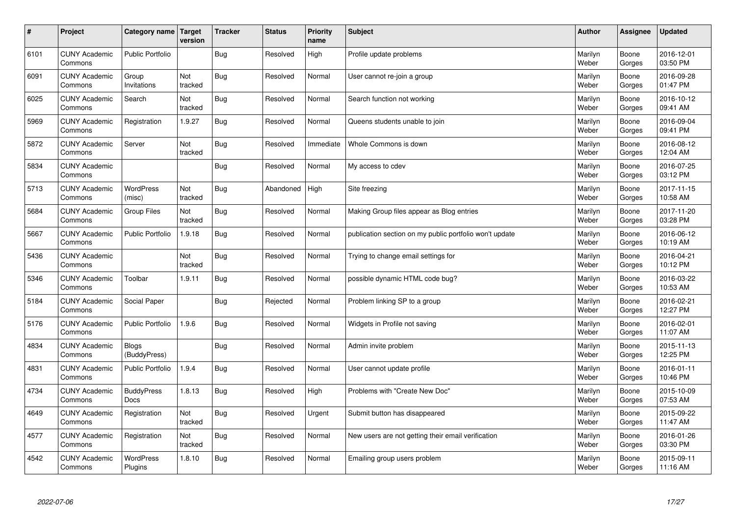| # | Project | Category name | Target version | Tracker | Status | Priority name | Subject | Author | Assignee | Updated |
|---|---|---|---|---|---|---|---|---|---|---|
| 6101 | CUNY Academic Commons | Public Portfolio | | Bug | Resolved | High | Profile update problems | Marilyn Weber | Boone Gorges | 2016-12-01 03:50 PM |
| 6091 | CUNY Academic Commons | Group Invitations | Not tracked | Bug | Resolved | Normal | User cannot re-join a group | Marilyn Weber | Boone Gorges | 2016-09-28 01:47 PM |
| 6025 | CUNY Academic Commons | Search | Not tracked | Bug | Resolved | Normal | Search function not working | Marilyn Weber | Boone Gorges | 2016-10-12 09:41 AM |
| 5969 | CUNY Academic Commons | Registration | 1.9.27 | Bug | Resolved | Normal | Queens students unable to join | Marilyn Weber | Boone Gorges | 2016-09-04 09:41 PM |
| 5872 | CUNY Academic Commons | Server | Not tracked | Bug | Resolved | Immediate | Whole Commons is down | Marilyn Weber | Boone Gorges | 2016-08-12 12:04 AM |
| 5834 | CUNY Academic Commons | | | Bug | Resolved | Normal | My access to cdev | Marilyn Weber | Boone Gorges | 2016-07-25 03:12 PM |
| 5713 | CUNY Academic Commons | WordPress (misc) | Not tracked | Bug | Abandoned | High | Site freezing | Marilyn Weber | Boone Gorges | 2017-11-15 10:58 AM |
| 5684 | CUNY Academic Commons | Group Files | Not tracked | Bug | Resolved | Normal | Making Group files appear as Blog entries | Marilyn Weber | Boone Gorges | 2017-11-20 03:28 PM |
| 5667 | CUNY Academic Commons | Public Portfolio | 1.9.18 | Bug | Resolved | Normal | publication section on my public portfolio won't update | Marilyn Weber | Boone Gorges | 2016-06-12 10:19 AM |
| 5436 | CUNY Academic Commons | | Not tracked | Bug | Resolved | Normal | Trying to change email settings for | Marilyn Weber | Boone Gorges | 2016-04-21 10:12 PM |
| 5346 | CUNY Academic Commons | Toolbar | 1.9.11 | Bug | Resolved | Normal | possible dynamic HTML code bug? | Marilyn Weber | Boone Gorges | 2016-03-22 10:53 AM |
| 5184 | CUNY Academic Commons | Social Paper | | Bug | Rejected | Normal | Problem linking SP to a group | Marilyn Weber | Boone Gorges | 2016-02-21 12:27 PM |
| 5176 | CUNY Academic Commons | Public Portfolio | 1.9.6 | Bug | Resolved | Normal | Widgets in Profile not saving | Marilyn Weber | Boone Gorges | 2016-02-01 11:07 AM |
| 4834 | CUNY Academic Commons | Blogs (BuddyPress) | | Bug | Resolved | Normal | Admin invite problem | Marilyn Weber | Boone Gorges | 2015-11-13 12:25 PM |
| 4831 | CUNY Academic Commons | Public Portfolio | 1.9.4 | Bug | Resolved | Normal | User cannot update profile | Marilyn Weber | Boone Gorges | 2016-01-11 10:46 PM |
| 4734 | CUNY Academic Commons | BuddyPress Docs | 1.8.13 | Bug | Resolved | High | Problems with "Create New Doc" | Marilyn Weber | Boone Gorges | 2015-10-09 07:53 AM |
| 4649 | CUNY Academic Commons | Registration | Not tracked | Bug | Resolved | Urgent | Submit button has disappeared | Marilyn Weber | Boone Gorges | 2015-09-22 11:47 AM |
| 4577 | CUNY Academic Commons | Registration | Not tracked | Bug | Resolved | Normal | New users are not getting their email verification | Marilyn Weber | Boone Gorges | 2016-01-26 03:30 PM |
| 4542 | CUNY Academic Commons | WordPress Plugins | 1.8.10 | Bug | Resolved | Normal | Emailing group users problem | Marilyn Weber | Boone Gorges | 2015-09-11 11:16 AM |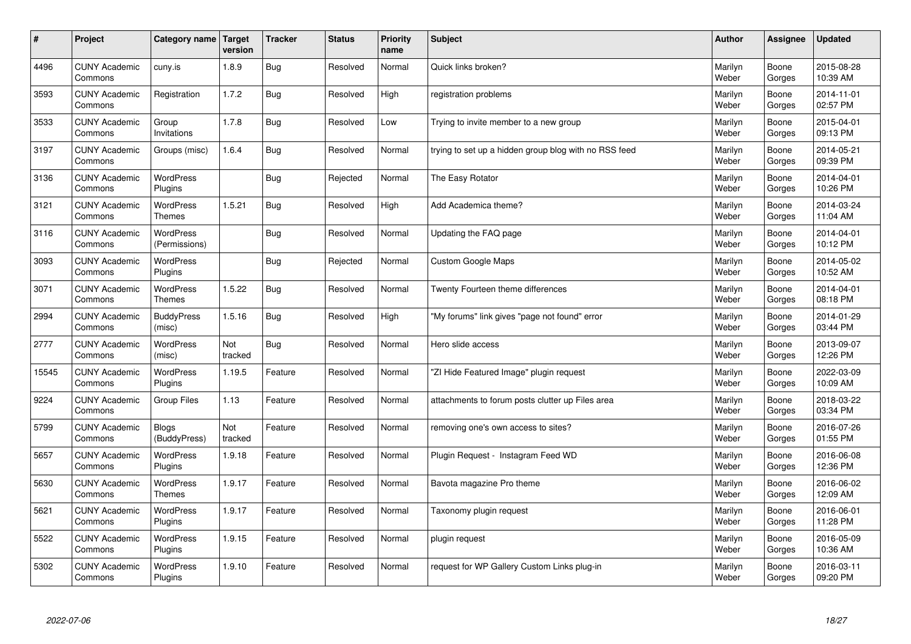| # | Project | Category name | Target version | Tracker | Status | Priority name | Subject | Author | Assignee | Updated |
|---|---|---|---|---|---|---|---|---|---|---|
| 4496 | CUNY Academic Commons | cuny.is | 1.8.9 | Bug | Resolved | Normal | Quick links broken? | Marilyn Weber | Boone Gorges | 2015-08-28 10:39 AM |
| 3593 | CUNY Academic Commons | Registration | 1.7.2 | Bug | Resolved | High | registration problems | Marilyn Weber | Boone Gorges | 2014-11-01 02:57 PM |
| 3533 | CUNY Academic Commons | Group Invitations | 1.7.8 | Bug | Resolved | Low | Trying to invite member to a new group | Marilyn Weber | Boone Gorges | 2015-04-01 09:13 PM |
| 3197 | CUNY Academic Commons | Groups (misc) | 1.6.4 | Bug | Resolved | Normal | trying to set up a hidden group blog with no RSS feed | Marilyn Weber | Boone Gorges | 2014-05-21 09:39 PM |
| 3136 | CUNY Academic Commons | WordPress Plugins | | Bug | Rejected | Normal | The Easy Rotator | Marilyn Weber | Boone Gorges | 2014-04-01 10:26 PM |
| 3121 | CUNY Academic Commons | WordPress Themes | 1.5.21 | Bug | Resolved | High | Add Academica theme? | Marilyn Weber | Boone Gorges | 2014-03-24 11:04 AM |
| 3116 | CUNY Academic Commons | WordPress (Permissions) | | Bug | Resolved | Normal | Updating the FAQ page | Marilyn Weber | Boone Gorges | 2014-04-01 10:12 PM |
| 3093 | CUNY Academic Commons | WordPress Plugins | | Bug | Rejected | Normal | Custom Google Maps | Marilyn Weber | Boone Gorges | 2014-05-02 10:52 AM |
| 3071 | CUNY Academic Commons | WordPress Themes | 1.5.22 | Bug | Resolved | Normal | Twenty Fourteen theme differences | Marilyn Weber | Boone Gorges | 2014-04-01 08:18 PM |
| 2994 | CUNY Academic Commons | BuddyPress (misc) | 1.5.16 | Bug | Resolved | High | "My forums" link gives "page not found" error | Marilyn Weber | Boone Gorges | 2014-01-29 03:44 PM |
| 2777 | CUNY Academic Commons | WordPress (misc) | Not tracked | Bug | Resolved | Normal | Hero slide access | Marilyn Weber | Boone Gorges | 2013-09-07 12:26 PM |
| 15545 | CUNY Academic Commons | WordPress Plugins | 1.19.5 | Feature | Resolved | Normal | "ZI Hide Featured Image" plugin request | Marilyn Weber | Boone Gorges | 2022-03-09 10:09 AM |
| 9224 | CUNY Academic Commons | Group Files | 1.13 | Feature | Resolved | Normal | attachments to forum posts clutter up Files area | Marilyn Weber | Boone Gorges | 2018-03-22 03:34 PM |
| 5799 | CUNY Academic Commons | Blogs (BuddyPress) | Not tracked | Feature | Resolved | Normal | removing one's own access to sites? | Marilyn Weber | Boone Gorges | 2016-07-26 01:55 PM |
| 5657 | CUNY Academic Commons | WordPress Plugins | 1.9.18 | Feature | Resolved | Normal | Plugin Request - Instagram Feed WD | Marilyn Weber | Boone Gorges | 2016-06-08 12:36 PM |
| 5630 | CUNY Academic Commons | WordPress Themes | 1.9.17 | Feature | Resolved | Normal | Bavota magazine Pro theme | Marilyn Weber | Boone Gorges | 2016-06-02 12:09 AM |
| 5621 | CUNY Academic Commons | WordPress Plugins | 1.9.17 | Feature | Resolved | Normal | Taxonomy plugin request | Marilyn Weber | Boone Gorges | 2016-06-01 11:28 PM |
| 5522 | CUNY Academic Commons | WordPress Plugins | 1.9.15 | Feature | Resolved | Normal | plugin request | Marilyn Weber | Boone Gorges | 2016-05-09 10:36 AM |
| 5302 | CUNY Academic Commons | WordPress Plugins | 1.9.10 | Feature | Resolved | Normal | request for WP Gallery Custom Links plug-in | Marilyn Weber | Boone Gorges | 2016-03-11 09:20 PM |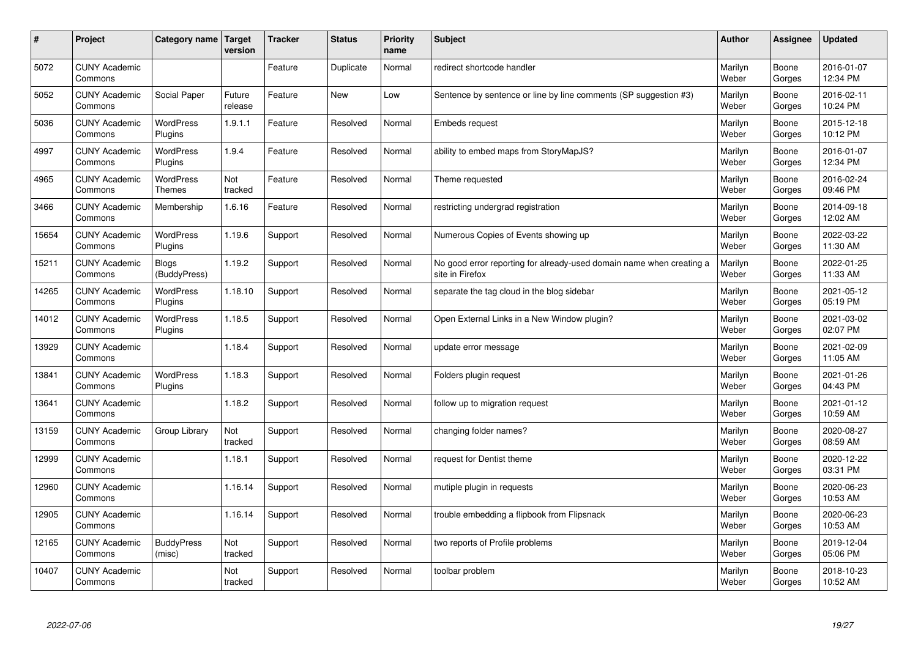| # | Project | Category name | Target version | Tracker | Status | Priority name | Subject | Author | Assignee | Updated |
|---|---|---|---|---|---|---|---|---|---|---|
| 5072 | CUNY Academic Commons | | | Feature | Duplicate | Normal | redirect shortcode handler | Marilyn Weber | Boone Gorges | 2016-01-07 12:34 PM |
| 5052 | CUNY Academic Commons | Social Paper | Future release | Feature | New | Low | Sentence by sentence or line by line comments (SP suggestion #3) | Marilyn Weber | Boone Gorges | 2016-02-11 10:24 PM |
| 5036 | CUNY Academic Commons | WordPress Plugins | 1.9.1.1 | Feature | Resolved | Normal | Embeds request | Marilyn Weber | Boone Gorges | 2015-12-18 10:12 PM |
| 4997 | CUNY Academic Commons | WordPress Plugins | 1.9.4 | Feature | Resolved | Normal | ability to embed maps from StoryMapJS? | Marilyn Weber | Boone Gorges | 2016-01-07 12:34 PM |
| 4965 | CUNY Academic Commons | WordPress Themes | Not tracked | Feature | Resolved | Normal | Theme requested | Marilyn Weber | Boone Gorges | 2016-02-24 09:46 PM |
| 3466 | CUNY Academic Commons | Membership | 1.6.16 | Feature | Resolved | Normal | restricting undergrad registration | Marilyn Weber | Boone Gorges | 2014-09-18 12:02 AM |
| 15654 | CUNY Academic Commons | WordPress Plugins | 1.19.6 | Support | Resolved | Normal | Numerous Copies of Events showing up | Marilyn Weber | Boone Gorges | 2022-03-22 11:30 AM |
| 15211 | CUNY Academic Commons | Blogs (BuddyPress) | 1.19.2 | Support | Resolved | Normal | No good error reporting for already-used domain name when creating a site in Firefox | Marilyn Weber | Boone Gorges | 2022-01-25 11:33 AM |
| 14265 | CUNY Academic Commons | WordPress Plugins | 1.18.10 | Support | Resolved | Normal | separate the tag cloud in the blog sidebar | Marilyn Weber | Boone Gorges | 2021-05-12 05:19 PM |
| 14012 | CUNY Academic Commons | WordPress Plugins | 1.18.5 | Support | Resolved | Normal | Open External Links in a New Window plugin? | Marilyn Weber | Boone Gorges | 2021-03-02 02:07 PM |
| 13929 | CUNY Academic Commons | | 1.18.4 | Support | Resolved | Normal | update error message | Marilyn Weber | Boone Gorges | 2021-02-09 11:05 AM |
| 13841 | CUNY Academic Commons | WordPress Plugins | 1.18.3 | Support | Resolved | Normal | Folders plugin request | Marilyn Weber | Boone Gorges | 2021-01-26 04:43 PM |
| 13641 | CUNY Academic Commons | | 1.18.2 | Support | Resolved | Normal | follow up to migration request | Marilyn Weber | Boone Gorges | 2021-01-12 10:59 AM |
| 13159 | CUNY Academic Commons | Group Library | Not tracked | Support | Resolved | Normal | changing folder names? | Marilyn Weber | Boone Gorges | 2020-08-27 08:59 AM |
| 12999 | CUNY Academic Commons | | 1.18.1 | Support | Resolved | Normal | request for Dentist theme | Marilyn Weber | Boone Gorges | 2020-12-22 03:31 PM |
| 12960 | CUNY Academic Commons | | 1.16.14 | Support | Resolved | Normal | mutiple plugin in requests | Marilyn Weber | Boone Gorges | 2020-06-23 10:53 AM |
| 12905 | CUNY Academic Commons | | 1.16.14 | Support | Resolved | Normal | trouble embedding a flipbook from Flipsnack | Marilyn Weber | Boone Gorges | 2020-06-23 10:53 AM |
| 12165 | CUNY Academic Commons | BuddyPress (misc) | Not tracked | Support | Resolved | Normal | two reports of Profile problems | Marilyn Weber | Boone Gorges | 2019-12-04 05:06 PM |
| 10407 | CUNY Academic Commons | | Not tracked | Support | Resolved | Normal | toolbar problem | Marilyn Weber | Boone Gorges | 2018-10-23 10:52 AM |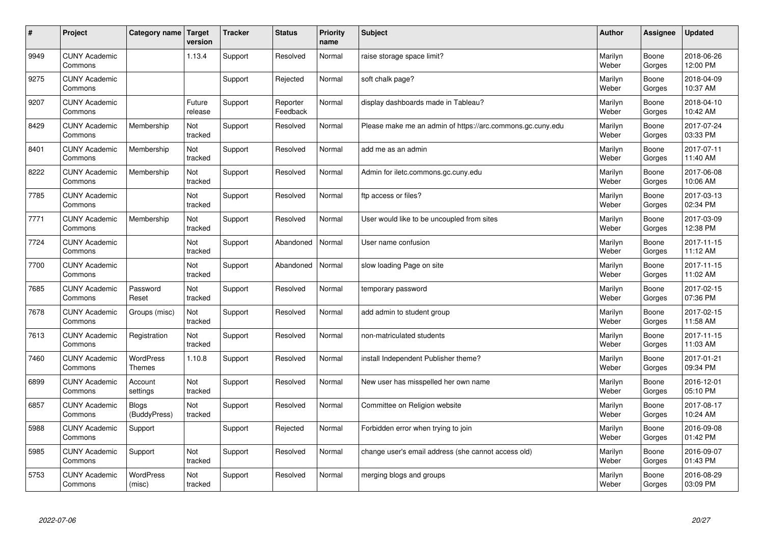| # | Project | Category name | Target version | Tracker | Status | Priority name | Subject | Author | Assignee | Updated |
|---|---|---|---|---|---|---|---|---|---|---|
| 9949 | CUNY Academic Commons | | 1.13.4 | Support | Resolved | Normal | raise storage space limit? | Marilyn Weber | Boone Gorges | 2018-06-26 12:00 PM |
| 9275 | CUNY Academic Commons | | | Support | Rejected | Normal | soft chalk page? | Marilyn Weber | Boone Gorges | 2018-04-09 10:37 AM |
| 9207 | CUNY Academic Commons | | Future release | Support | Reporter Feedback | Normal | display dashboards made in Tableau? | Marilyn Weber | Boone Gorges | 2018-04-10 10:42 AM |
| 8429 | CUNY Academic Commons | Membership | Not tracked | Support | Resolved | Normal | Please make me an admin of https://arc.commons.gc.cuny.edu | Marilyn Weber | Boone Gorges | 2017-07-24 03:33 PM |
| 8401 | CUNY Academic Commons | Membership | Not tracked | Support | Resolved | Normal | add me as an admin | Marilyn Weber | Boone Gorges | 2017-07-11 11:40 AM |
| 8222 | CUNY Academic Commons | Membership | Not tracked | Support | Resolved | Normal | Admin for iletc.commons.gc.cuny.edu | Marilyn Weber | Boone Gorges | 2017-06-08 10:06 AM |
| 7785 | CUNY Academic Commons | | Not tracked | Support | Resolved | Normal | ftp access or files? | Marilyn Weber | Boone Gorges | 2017-03-13 02:34 PM |
| 7771 | CUNY Academic Commons | Membership | Not tracked | Support | Resolved | Normal | User would like to be uncoupled from sites | Marilyn Weber | Boone Gorges | 2017-03-09 12:38 PM |
| 7724 | CUNY Academic Commons | | Not tracked | Support | Abandoned | Normal | User name confusion | Marilyn Weber | Boone Gorges | 2017-11-15 11:12 AM |
| 7700 | CUNY Academic Commons | | Not tracked | Support | Abandoned | Normal | slow loading Page on site | Marilyn Weber | Boone Gorges | 2017-11-15 11:02 AM |
| 7685 | CUNY Academic Commons | Password Reset | Not tracked | Support | Resolved | Normal | temporary password | Marilyn Weber | Boone Gorges | 2017-02-15 07:36 PM |
| 7678 | CUNY Academic Commons | Groups (misc) | Not tracked | Support | Resolved | Normal | add admin to student group | Marilyn Weber | Boone Gorges | 2017-02-15 11:58 AM |
| 7613 | CUNY Academic Commons | Registration | Not tracked | Support | Resolved | Normal | non-matriculated students | Marilyn Weber | Boone Gorges | 2017-11-15 11:03 AM |
| 7460 | CUNY Academic Commons | WordPress Themes | 1.10.8 | Support | Resolved | Normal | install Independent Publisher theme? | Marilyn Weber | Boone Gorges | 2017-01-21 09:34 PM |
| 6899 | CUNY Academic Commons | Account settings | Not tracked | Support | Resolved | Normal | New user has misspelled her own name | Marilyn Weber | Boone Gorges | 2016-12-01 05:10 PM |
| 6857 | CUNY Academic Commons | Blogs (BuddyPress) | Not tracked | Support | Resolved | Normal | Committee on Religion website | Marilyn Weber | Boone Gorges | 2017-08-17 10:24 AM |
| 5988 | CUNY Academic Commons | Support | | Support | Rejected | Normal | Forbidden error when trying to join | Marilyn Weber | Boone Gorges | 2016-09-08 01:42 PM |
| 5985 | CUNY Academic Commons | Support | Not tracked | Support | Resolved | Normal | change user's email address (she cannot access old) | Marilyn Weber | Boone Gorges | 2016-09-07 01:43 PM |
| 5753 | CUNY Academic Commons | WordPress (misc) | Not tracked | Support | Resolved | Normal | merging blogs and groups | Marilyn Weber | Boone Gorges | 2016-08-29 03:09 PM |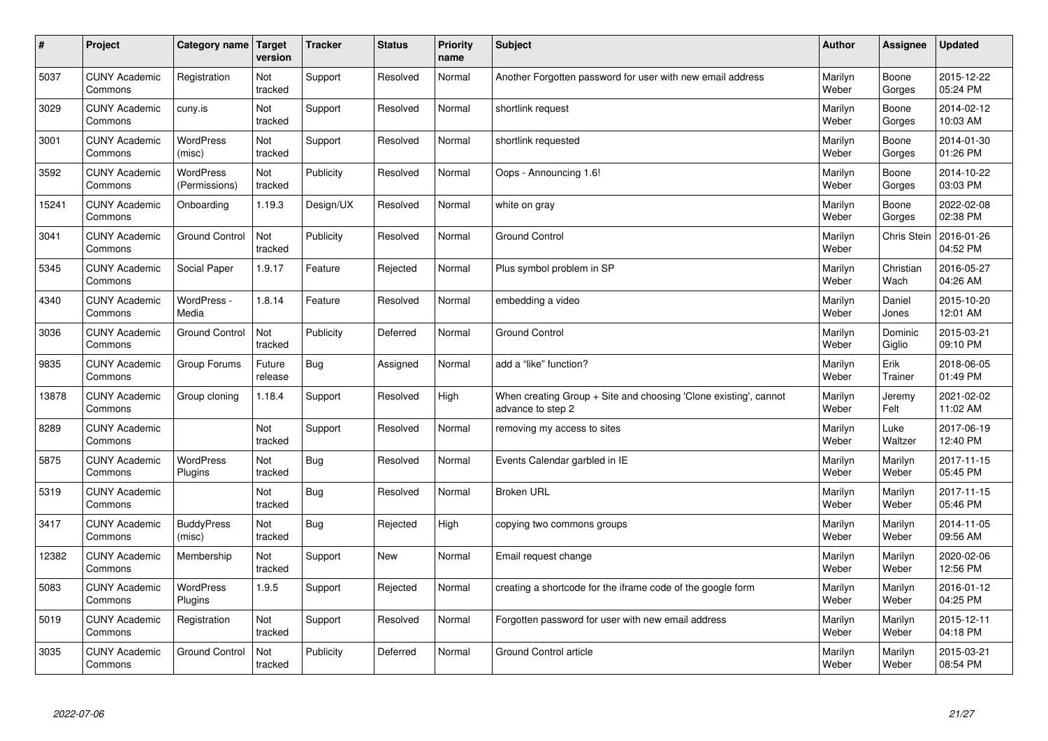| # | Project | Category name | Target version | Tracker | Status | Priority name | Subject | Author | Assignee | Updated |
|---|---|---|---|---|---|---|---|---|---|---|
| 5037 | CUNY Academic Commons | Registration | Not tracked | Support | Resolved | Normal | Another Forgotten password for user with new email address | Marilyn Weber | Boone Gorges | 2015-12-22 05:24 PM |
| 3029 | CUNY Academic Commons | cuny.is | Not tracked | Support | Resolved | Normal | shortlink request | Marilyn Weber | Boone Gorges | 2014-02-12 10:03 AM |
| 3001 | CUNY Academic Commons | WordPress (misc) | Not tracked | Support | Resolved | Normal | shortlink requested | Marilyn Weber | Boone Gorges | 2014-01-30 01:26 PM |
| 3592 | CUNY Academic Commons | WordPress (Permissions) | Not tracked | Publicity | Resolved | Normal | Oops - Announcing 1.6! | Marilyn Weber | Boone Gorges | 2014-10-22 03:03 PM |
| 15241 | CUNY Academic Commons | Onboarding | 1.19.3 | Design/UX | Resolved | Normal | white on gray | Marilyn Weber | Boone Gorges | 2022-02-08 02:38 PM |
| 3041 | CUNY Academic Commons | Ground Control | Not tracked | Publicity | Resolved | Normal | Ground Control | Marilyn Weber | Chris Stein | 2016-01-26 04:52 PM |
| 5345 | CUNY Academic Commons | Social Paper | 1.9.17 | Feature | Rejected | Normal | Plus symbol problem in SP | Marilyn Weber | Christian Wach | 2016-05-27 04:26 AM |
| 4340 | CUNY Academic Commons | WordPress - Media | 1.8.14 | Feature | Resolved | Normal | embedding a video | Marilyn Weber | Daniel Jones | 2015-10-20 12:01 AM |
| 3036 | CUNY Academic Commons | Ground Control | Not tracked | Publicity | Deferred | Normal | Ground Control | Marilyn Weber | Dominic Giglio | 2015-03-21 09:10 PM |
| 9835 | CUNY Academic Commons | Group Forums | Future release | Bug | Assigned | Normal | add a "like" function? | Marilyn Weber | Erik Trainer | 2018-06-05 01:49 PM |
| 13878 | CUNY Academic Commons | Group cloning | 1.18.4 | Support | Resolved | High | When creating Group + Site and choosing 'Clone existing', cannot advance to step 2 | Marilyn Weber | Jeremy Felt | 2021-02-02 11:02 AM |
| 8289 | CUNY Academic Commons | | Not tracked | Support | Resolved | Normal | removing my access to sites | Marilyn Weber | Luke Waltzer | 2017-06-19 12:40 PM |
| 5875 | CUNY Academic Commons | WordPress Plugins | Not tracked | Bug | Resolved | Normal | Events Calendar garbled in IE | Marilyn Weber | Marilyn Weber | 2017-11-15 05:45 PM |
| 5319 | CUNY Academic Commons | | Not tracked | Bug | Resolved | Normal | Broken URL | Marilyn Weber | Marilyn Weber | 2017-11-15 05:46 PM |
| 3417 | CUNY Academic Commons | BuddyPress (misc) | Not tracked | Bug | Rejected | High | copying two commons groups | Marilyn Weber | Marilyn Weber | 2014-11-05 09:56 AM |
| 12382 | CUNY Academic Commons | Membership | Not tracked | Support | New | Normal | Email request change | Marilyn Weber | Marilyn Weber | 2020-02-06 12:56 PM |
| 5083 | CUNY Academic Commons | WordPress Plugins | 1.9.5 | Support | Rejected | Normal | creating a shortcode for the iframe code of the google form | Marilyn Weber | Marilyn Weber | 2016-01-12 04:25 PM |
| 5019 | CUNY Academic Commons | Registration | Not tracked | Support | Resolved | Normal | Forgotten password for user with new email address | Marilyn Weber | Marilyn Weber | 2015-12-11 04:18 PM |
| 3035 | CUNY Academic Commons | Ground Control | Not tracked | Publicity | Deferred | Normal | Ground Control article | Marilyn Weber | Marilyn Weber | 2015-03-21 08:54 PM |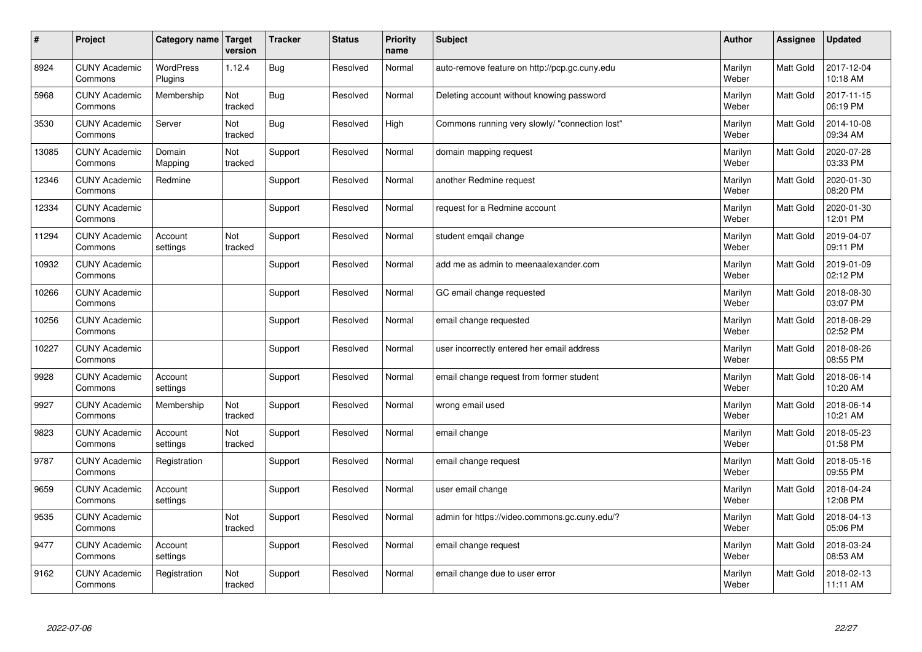| # | Project | Category name | Target version | Tracker | Status | Priority name | Subject | Author | Assignee | Updated |
|---|---|---|---|---|---|---|---|---|---|---|
| 8924 | CUNY Academic Commons | WordPress Plugins | 1.12.4 | Bug | Resolved | Normal | auto-remove feature on http://pcp.gc.cuny.edu | Marilyn Weber | Matt Gold | 2017-12-04 10:18 AM |
| 5968 | CUNY Academic Commons | Membership | Not tracked | Bug | Resolved | Normal | Deleting account without knowing password | Marilyn Weber | Matt Gold | 2017-11-15 06:19 PM |
| 3530 | CUNY Academic Commons | Server | Not tracked | Bug | Resolved | High | Commons running very slowly/ "connection lost" | Marilyn Weber | Matt Gold | 2014-10-08 09:34 AM |
| 13085 | CUNY Academic Commons | Domain Mapping | Not tracked | Support | Resolved | Normal | domain mapping request | Marilyn Weber | Matt Gold | 2020-07-28 03:33 PM |
| 12346 | CUNY Academic Commons | Redmine | | Support | Resolved | Normal | another Redmine request | Marilyn Weber | Matt Gold | 2020-01-30 08:20 PM |
| 12334 | CUNY Academic Commons | | | Support | Resolved | Normal | request for a Redmine account | Marilyn Weber | Matt Gold | 2020-01-30 12:01 PM |
| 11294 | CUNY Academic Commons | Account settings | Not tracked | Support | Resolved | Normal | student emqail change | Marilyn Weber | Matt Gold | 2019-04-07 09:11 PM |
| 10932 | CUNY Academic Commons | | | Support | Resolved | Normal | add me as admin to meenaalexander.com | Marilyn Weber | Matt Gold | 2019-01-09 02:12 PM |
| 10266 | CUNY Academic Commons | | | Support | Resolved | Normal | GC email change requested | Marilyn Weber | Matt Gold | 2018-08-30 03:07 PM |
| 10256 | CUNY Academic Commons | | | Support | Resolved | Normal | email change requested | Marilyn Weber | Matt Gold | 2018-08-29 02:52 PM |
| 10227 | CUNY Academic Commons | | | Support | Resolved | Normal | user incorrectly entered her email address | Marilyn Weber | Matt Gold | 2018-08-26 08:55 PM |
| 9928 | CUNY Academic Commons | Account settings | | Support | Resolved | Normal | email change request from former student | Marilyn Weber | Matt Gold | 2018-06-14 10:20 AM |
| 9927 | CUNY Academic Commons | Membership | Not tracked | Support | Resolved | Normal | wrong email used | Marilyn Weber | Matt Gold | 2018-06-14 10:21 AM |
| 9823 | CUNY Academic Commons | Account settings | Not tracked | Support | Resolved | Normal | email change | Marilyn Weber | Matt Gold | 2018-05-23 01:58 PM |
| 9787 | CUNY Academic Commons | Registration | | Support | Resolved | Normal | email change request | Marilyn Weber | Matt Gold | 2018-05-16 09:55 PM |
| 9659 | CUNY Academic Commons | Account settings | | Support | Resolved | Normal | user email change | Marilyn Weber | Matt Gold | 2018-04-24 12:08 PM |
| 9535 | CUNY Academic Commons | | Not tracked | Support | Resolved | Normal | admin for https://video.commons.gc.cuny.edu/? | Marilyn Weber | Matt Gold | 2018-04-13 05:06 PM |
| 9477 | CUNY Academic Commons | Account settings | | Support | Resolved | Normal | email change request | Marilyn Weber | Matt Gold | 2018-03-24 08:53 AM |
| 9162 | CUNY Academic Commons | Registration | Not tracked | Support | Resolved | Normal | email change due to user error | Marilyn Weber | Matt Gold | 2018-02-13 11:11 AM |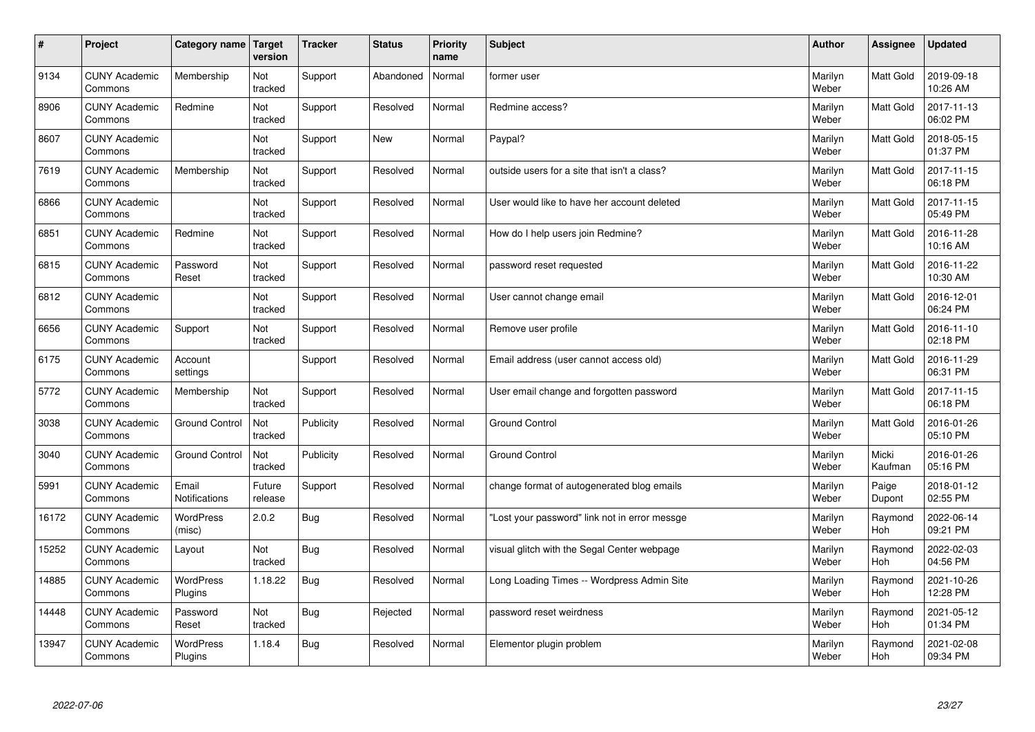| # | Project | Category name | Target version | Tracker | Status | Priority name | Subject | Author | Assignee | Updated |
|---|---|---|---|---|---|---|---|---|---|---|
| 9134 | CUNY Academic Commons | Membership | Not tracked | Support | Abandoned | Normal | former user | Marilyn Weber | Matt Gold | 2019-09-18 10:26 AM |
| 8906 | CUNY Academic Commons | Redmine | Not tracked | Support | Resolved | Normal | Redmine access? | Marilyn Weber | Matt Gold | 2017-11-13 06:02 PM |
| 8607 | CUNY Academic Commons | | Not tracked | Support | New | Normal | Paypal? | Marilyn Weber | Matt Gold | 2018-05-15 01:37 PM |
| 7619 | CUNY Academic Commons | Membership | Not tracked | Support | Resolved | Normal | outside users for a site that isn't a class? | Marilyn Weber | Matt Gold | 2017-11-15 06:18 PM |
| 6866 | CUNY Academic Commons | | Not tracked | Support | Resolved | Normal | User would like to have her account deleted | Marilyn Weber | Matt Gold | 2017-11-15 05:49 PM |
| 6851 | CUNY Academic Commons | Redmine | Not tracked | Support | Resolved | Normal | How do I help users join Redmine? | Marilyn Weber | Matt Gold | 2016-11-28 10:16 AM |
| 6815 | CUNY Academic Commons | Password Reset | Not tracked | Support | Resolved | Normal | password reset requested | Marilyn Weber | Matt Gold | 2016-11-22 10:30 AM |
| 6812 | CUNY Academic Commons | | Not tracked | Support | Resolved | Normal | User cannot change email | Marilyn Weber | Matt Gold | 2016-12-01 06:24 PM |
| 6656 | CUNY Academic Commons | Support | Not tracked | Support | Resolved | Normal | Remove user profile | Marilyn Weber | Matt Gold | 2016-11-10 02:18 PM |
| 6175 | CUNY Academic Commons | Account settings | | Support | Resolved | Normal | Email address (user cannot access old) | Marilyn Weber | Matt Gold | 2016-11-29 06:31 PM |
| 5772 | CUNY Academic Commons | Membership | Not tracked | Support | Resolved | Normal | User email change and forgotten password | Marilyn Weber | Matt Gold | 2017-11-15 06:18 PM |
| 3038 | CUNY Academic Commons | Ground Control | Not tracked | Publicity | Resolved | Normal | Ground Control | Marilyn Weber | Matt Gold | 2016-01-26 05:10 PM |
| 3040 | CUNY Academic Commons | Ground Control | Not tracked | Publicity | Resolved | Normal | Ground Control | Marilyn Weber | Micki Kaufman | 2016-01-26 05:16 PM |
| 5991 | CUNY Academic Commons | Email Notifications | Future release | Support | Resolved | Normal | change format of autogenerated blog emails | Marilyn Weber | Paige Dupont | 2018-01-12 02:55 PM |
| 16172 | CUNY Academic Commons | WordPress (misc) | 2.0.2 | Bug | Resolved | Normal | "Lost your password" link not in error messge | Marilyn Weber | Raymond Hoh | 2022-06-14 09:21 PM |
| 15252 | CUNY Academic Commons | Layout | Not tracked | Bug | Resolved | Normal | visual glitch with the Segal Center webpage | Marilyn Weber | Raymond Hoh | 2022-02-03 04:56 PM |
| 14885 | CUNY Academic Commons | WordPress Plugins | 1.18.22 | Bug | Resolved | Normal | Long Loading Times -- Wordpress Admin Site | Marilyn Weber | Raymond Hoh | 2021-10-26 12:28 PM |
| 14448 | CUNY Academic Commons | Password Reset | Not tracked | Bug | Rejected | Normal | password reset weirdness | Marilyn Weber | Raymond Hoh | 2021-05-12 01:34 PM |
| 13947 | CUNY Academic Commons | WordPress Plugins | 1.18.4 | Bug | Resolved | Normal | Elementor plugin problem | Marilyn Weber | Raymond Hoh | 2021-02-08 09:34 PM |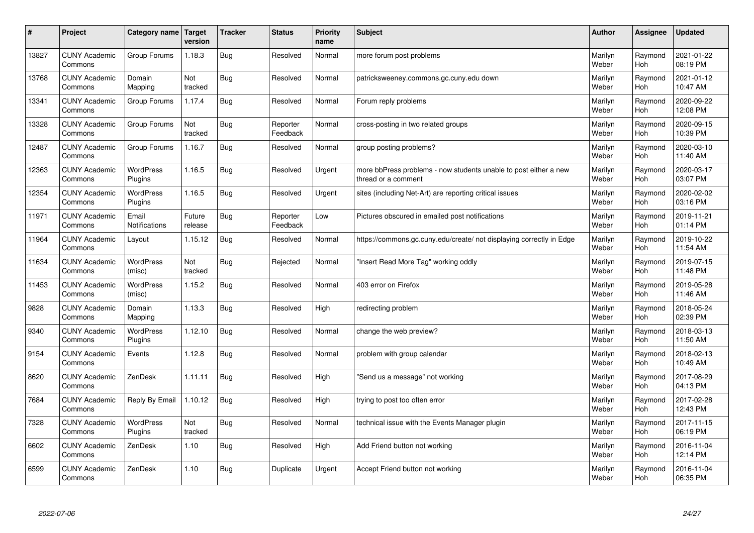| # | Project | Category name | Target version | Tracker | Status | Priority name | Subject | Author | Assignee | Updated |
|---|---|---|---|---|---|---|---|---|---|---|
| 13827 | CUNY Academic Commons | Group Forums | 1.18.3 | Bug | Resolved | Normal | more forum post problems | Marilyn Weber | Raymond Hoh | 2021-01-22 08:19 PM |
| 13768 | CUNY Academic Commons | Domain Mapping | Not tracked | Bug | Resolved | Normal | patricksweeney.commons.gc.cuny.edu down | Marilyn Weber | Raymond Hoh | 2021-01-12 10:47 AM |
| 13341 | CUNY Academic Commons | Group Forums | 1.17.4 | Bug | Resolved | Normal | Forum reply problems | Marilyn Weber | Raymond Hoh | 2020-09-22 12:08 PM |
| 13328 | CUNY Academic Commons | Group Forums | Not tracked | Bug | Reporter Feedback | Normal | cross-posting in two related groups | Marilyn Weber | Raymond Hoh | 2020-09-15 10:39 PM |
| 12487 | CUNY Academic Commons | Group Forums | 1.16.7 | Bug | Resolved | Normal | group posting problems? | Marilyn Weber | Raymond Hoh | 2020-03-10 11:40 AM |
| 12363 | CUNY Academic Commons | WordPress Plugins | 1.16.5 | Bug | Resolved | Urgent | more bbPress problems - now students unable to post either a new thread or a comment | Marilyn Weber | Raymond Hoh | 2020-03-17 03:07 PM |
| 12354 | CUNY Academic Commons | WordPress Plugins | 1.16.5 | Bug | Resolved | Urgent | sites (including Net-Art) are reporting critical issues | Marilyn Weber | Raymond Hoh | 2020-02-02 03:16 PM |
| 11971 | CUNY Academic Commons | Email Notifications | Future release | Bug | Reporter Feedback | Low | Pictures obscured in emailed post notifications | Marilyn Weber | Raymond Hoh | 2019-11-21 01:14 PM |
| 11964 | CUNY Academic Commons | Layout | 1.15.12 | Bug | Resolved | Normal | https://commons.gc.cuny.edu/create/ not displaying correctly in Edge | Marilyn Weber | Raymond Hoh | 2019-10-22 11:54 AM |
| 11634 | CUNY Academic Commons | WordPress (misc) | Not tracked | Bug | Rejected | Normal | "Insert Read More Tag" working oddly | Marilyn Weber | Raymond Hoh | 2019-07-15 11:48 PM |
| 11453 | CUNY Academic Commons | WordPress (misc) | 1.15.2 | Bug | Resolved | Normal | 403 error on Firefox | Marilyn Weber | Raymond Hoh | 2019-05-28 11:46 AM |
| 9828 | CUNY Academic Commons | Domain Mapping | 1.13.3 | Bug | Resolved | High | redirecting problem | Marilyn Weber | Raymond Hoh | 2018-05-24 02:39 PM |
| 9340 | CUNY Academic Commons | WordPress Plugins | 1.12.10 | Bug | Resolved | Normal | change the web preview? | Marilyn Weber | Raymond Hoh | 2018-03-13 11:50 AM |
| 9154 | CUNY Academic Commons | Events | 1.12.8 | Bug | Resolved | Normal | problem with group calendar | Marilyn Weber | Raymond Hoh | 2018-02-13 10:49 AM |
| 8620 | CUNY Academic Commons | ZenDesk | 1.11.11 | Bug | Resolved | High | "Send us a message" not working | Marilyn Weber | Raymond Hoh | 2017-08-29 04:13 PM |
| 7684 | CUNY Academic Commons | Reply By Email | 1.10.12 | Bug | Resolved | High | trying to post too often error | Marilyn Weber | Raymond Hoh | 2017-02-28 12:43 PM |
| 7328 | CUNY Academic Commons | WordPress Plugins | Not tracked | Bug | Resolved | Normal | technical issue with the Events Manager plugin | Marilyn Weber | Raymond Hoh | 2017-11-15 06:19 PM |
| 6602 | CUNY Academic Commons | ZenDesk | 1.10 | Bug | Resolved | High | Add Friend button not working | Marilyn Weber | Raymond Hoh | 2016-11-04 12:14 PM |
| 6599 | CUNY Academic Commons | ZenDesk | 1.10 | Bug | Duplicate | Urgent | Accept Friend button not working | Marilyn Weber | Raymond Hoh | 2016-11-04 06:35 PM |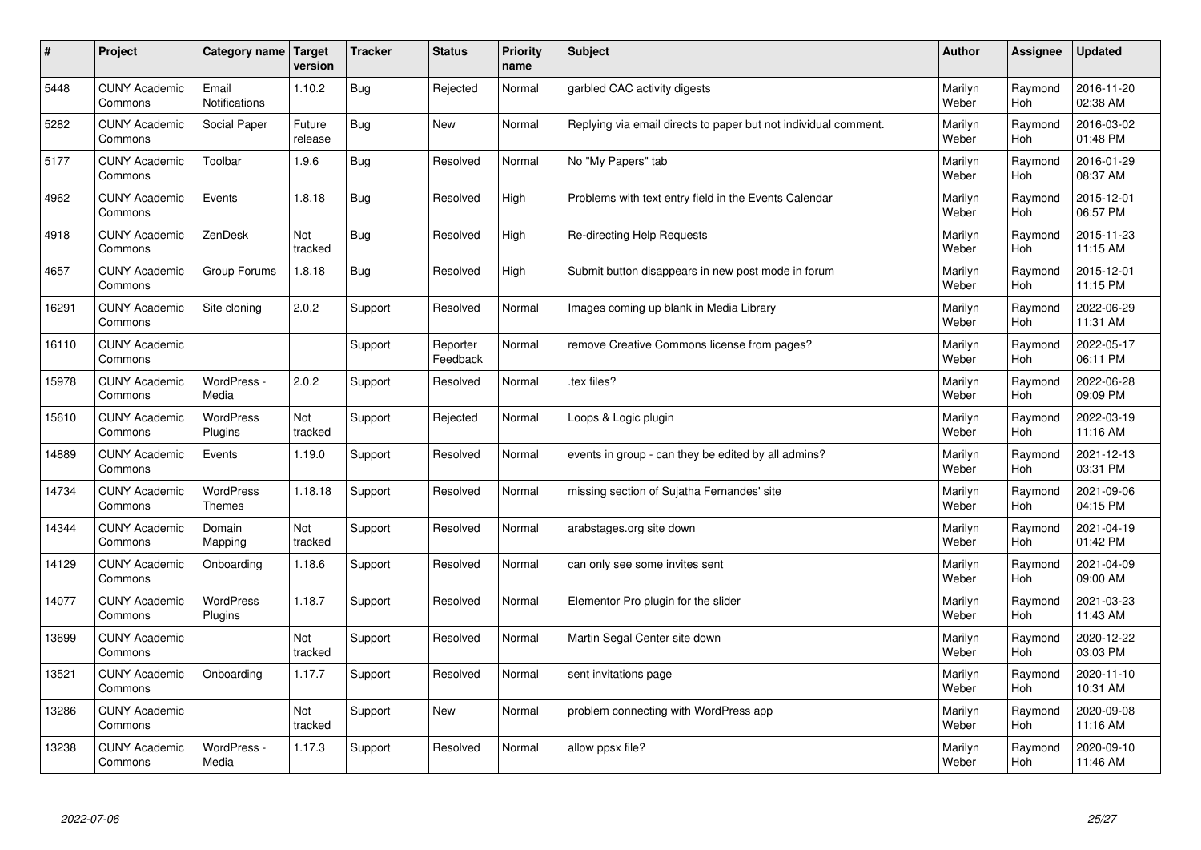| # | Project | Category name | Target version | Tracker | Status | Priority name | Subject | Author | Assignee | Updated |
|---|---|---|---|---|---|---|---|---|---|---|
| 5448 | CUNY Academic Commons | Email Notifications | 1.10.2 | Bug | Rejected | Normal | garbled CAC activity digests | Marilyn Weber | Raymond Hoh | 2016-11-20 02:38 AM |
| 5282 | CUNY Academic Commons | Social Paper | Future release | Bug | New | Normal | Replying via email directs to paper but not individual comment. | Marilyn Weber | Raymond Hoh | 2016-03-02 01:48 PM |
| 5177 | CUNY Academic Commons | Toolbar | 1.9.6 | Bug | Resolved | Normal | No "My Papers" tab | Marilyn Weber | Raymond Hoh | 2016-01-29 08:37 AM |
| 4962 | CUNY Academic Commons | Events | 1.8.18 | Bug | Resolved | High | Problems with text entry field in the Events Calendar | Marilyn Weber | Raymond Hoh | 2015-12-01 06:57 PM |
| 4918 | CUNY Academic Commons | ZenDesk | Not tracked | Bug | Resolved | High | Re-directing Help Requests | Marilyn Weber | Raymond Hoh | 2015-11-23 11:15 AM |
| 4657 | CUNY Academic Commons | Group Forums | 1.8.18 | Bug | Resolved | High | Submit button disappears in new post mode in forum | Marilyn Weber | Raymond Hoh | 2015-12-01 11:15 PM |
| 16291 | CUNY Academic Commons | Site cloning | 2.0.2 | Support | Resolved | Normal | Images coming up blank in Media Library | Marilyn Weber | Raymond Hoh | 2022-06-29 11:31 AM |
| 16110 | CUNY Academic Commons | | | Support | Reporter Feedback | Normal | remove Creative Commons license from pages? | Marilyn Weber | Raymond Hoh | 2022-05-17 06:11 PM |
| 15978 | CUNY Academic Commons | WordPress - Media | 2.0.2 | Support | Resolved | Normal | .tex files? | Marilyn Weber | Raymond Hoh | 2022-06-28 09:09 PM |
| 15610 | CUNY Academic Commons | WordPress Plugins | Not tracked | Support | Rejected | Normal | Loops & Logic plugin | Marilyn Weber | Raymond Hoh | 2022-03-19 11:16 AM |
| 14889 | CUNY Academic Commons | Events | 1.19.0 | Support | Resolved | Normal | events in group - can they be edited by all admins? | Marilyn Weber | Raymond Hoh | 2021-12-13 03:31 PM |
| 14734 | CUNY Academic Commons | WordPress Themes | 1.18.18 | Support | Resolved | Normal | missing section of Sujatha Fernandes' site | Marilyn Weber | Raymond Hoh | 2021-09-06 04:15 PM |
| 14344 | CUNY Academic Commons | Domain Mapping | Not tracked | Support | Resolved | Normal | arabstages.org site down | Marilyn Weber | Raymond Hoh | 2021-04-19 01:42 PM |
| 14129 | CUNY Academic Commons | Onboarding | 1.18.6 | Support | Resolved | Normal | can only see some invites sent | Marilyn Weber | Raymond Hoh | 2021-04-09 09:00 AM |
| 14077 | CUNY Academic Commons | WordPress Plugins | 1.18.7 | Support | Resolved | Normal | Elementor Pro plugin for the slider | Marilyn Weber | Raymond Hoh | 2021-03-23 11:43 AM |
| 13699 | CUNY Academic Commons | | Not tracked | Support | Resolved | Normal | Martin Segal Center site down | Marilyn Weber | Raymond Hoh | 2020-12-22 03:03 PM |
| 13521 | CUNY Academic Commons | Onboarding | 1.17.7 | Support | Resolved | Normal | sent invitations page | Marilyn Weber | Raymond Hoh | 2020-11-10 10:31 AM |
| 13286 | CUNY Academic Commons | | Not tracked | Support | New | Normal | problem connecting with WordPress app | Marilyn Weber | Raymond Hoh | 2020-09-08 11:16 AM |
| 13238 | CUNY Academic Commons | WordPress - Media | 1.17.3 | Support | Resolved | Normal | allow ppsx file? | Marilyn Weber | Raymond Hoh | 2020-09-10 11:46 AM |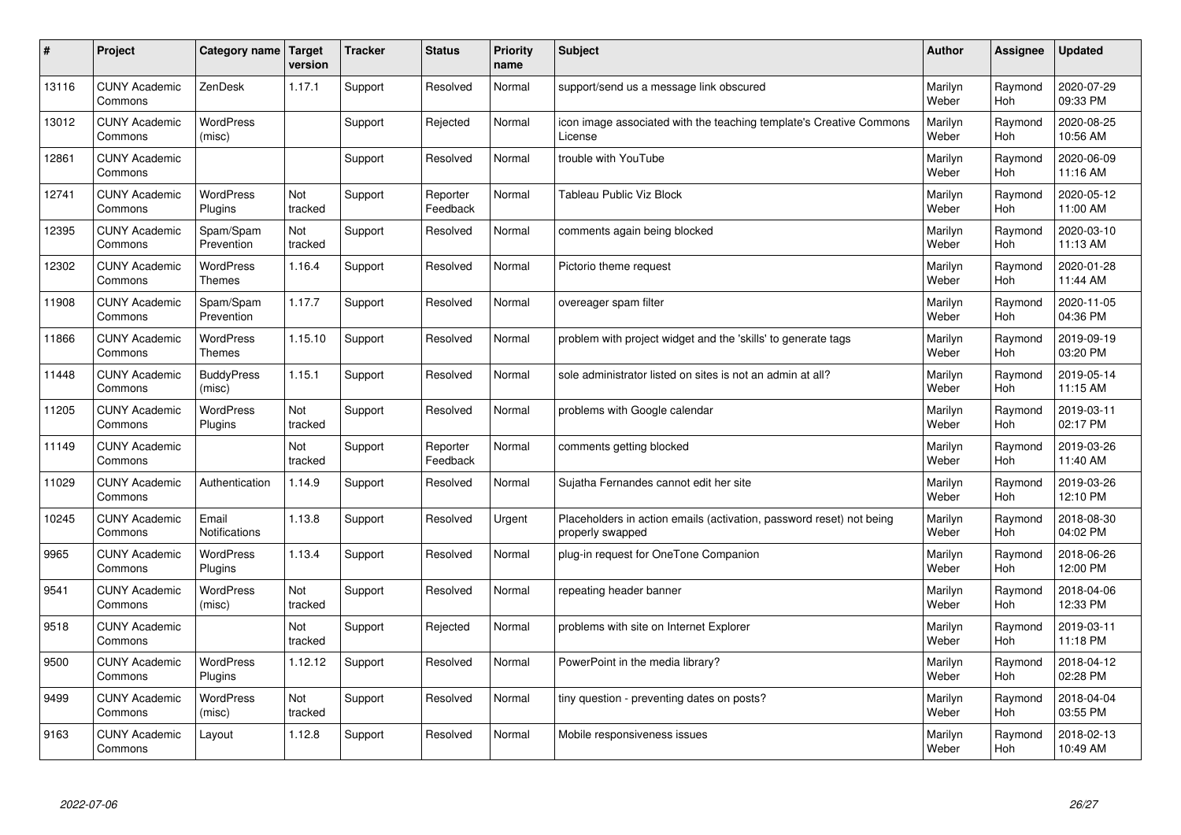| # | Project | Category name | Target version | Tracker | Status | Priority name | Subject | Author | Assignee | Updated |
|---|---|---|---|---|---|---|---|---|---|---|
| 13116 | CUNY Academic Commons | ZenDesk | 1.17.1 | Support | Resolved | Normal | support/send us a message link obscured | Marilyn Weber | Raymond Hoh | 2020-07-29 09:33 PM |
| 13012 | CUNY Academic Commons | WordPress (misc) | | Support | Rejected | Normal | icon image associated with the teaching template's Creative Commons License | Marilyn Weber | Raymond Hoh | 2020-08-25 10:56 AM |
| 12861 | CUNY Academic Commons | | | Support | Resolved | Normal | trouble with YouTube | Marilyn Weber | Raymond Hoh | 2020-06-09 11:16 AM |
| 12741 | CUNY Academic Commons | WordPress Plugins | Not tracked | Support | Reporter Feedback | Normal | Tableau Public Viz Block | Marilyn Weber | Raymond Hoh | 2020-05-12 11:00 AM |
| 12395 | CUNY Academic Commons | Spam/Spam Prevention | Not tracked | Support | Resolved | Normal | comments again being blocked | Marilyn Weber | Raymond Hoh | 2020-03-10 11:13 AM |
| 12302 | CUNY Academic Commons | WordPress Themes | 1.16.4 | Support | Resolved | Normal | Pictorio theme request | Marilyn Weber | Raymond Hoh | 2020-01-28 11:44 AM |
| 11908 | CUNY Academic Commons | Spam/Spam Prevention | 1.17.7 | Support | Resolved | Normal | overeager spam filter | Marilyn Weber | Raymond Hoh | 2020-11-05 04:36 PM |
| 11866 | CUNY Academic Commons | WordPress Themes | 1.15.10 | Support | Resolved | Normal | problem with project widget and the 'skills' to generate tags | Marilyn Weber | Raymond Hoh | 2019-09-19 03:20 PM |
| 11448 | CUNY Academic Commons | BuddyPress (misc) | 1.15.1 | Support | Resolved | Normal | sole administrator listed on sites is not an admin at all? | Marilyn Weber | Raymond Hoh | 2019-05-14 11:15 AM |
| 11205 | CUNY Academic Commons | WordPress Plugins | Not tracked | Support | Resolved | Normal | problems with Google calendar | Marilyn Weber | Raymond Hoh | 2019-03-11 02:17 PM |
| 11149 | CUNY Academic Commons | | Not tracked | Support | Reporter Feedback | Normal | comments getting blocked | Marilyn Weber | Raymond Hoh | 2019-03-26 11:40 AM |
| 11029 | CUNY Academic Commons | Authentication | 1.14.9 | Support | Resolved | Normal | Sujatha Fernandes cannot edit her site | Marilyn Weber | Raymond Hoh | 2019-03-26 12:10 PM |
| 10245 | CUNY Academic Commons | Email Notifications | 1.13.8 | Support | Resolved | Urgent | Placeholders in action emails (activation, password reset) not being properly swapped | Marilyn Weber | Raymond Hoh | 2018-08-30 04:02 PM |
| 9965 | CUNY Academic Commons | WordPress Plugins | 1.13.4 | Support | Resolved | Normal | plug-in request for OneTone Companion | Marilyn Weber | Raymond Hoh | 2018-06-26 12:00 PM |
| 9541 | CUNY Academic Commons | WordPress (misc) | Not tracked | Support | Resolved | Normal | repeating header banner | Marilyn Weber | Raymond Hoh | 2018-04-06 12:33 PM |
| 9518 | CUNY Academic Commons | | Not tracked | Support | Rejected | Normal | problems with site on Internet Explorer | Marilyn Weber | Raymond Hoh | 2019-03-11 11:18 PM |
| 9500 | CUNY Academic Commons | WordPress Plugins | 1.12.12 | Support | Resolved | Normal | PowerPoint in the media library? | Marilyn Weber | Raymond Hoh | 2018-04-12 02:28 PM |
| 9499 | CUNY Academic Commons | WordPress (misc) | Not tracked | Support | Resolved | Normal | tiny question - preventing dates on posts? | Marilyn Weber | Raymond Hoh | 2018-04-04 03:55 PM |
| 9163 | CUNY Academic Commons | Layout | 1.12.8 | Support | Resolved | Normal | Mobile responsiveness issues | Marilyn Weber | Raymond Hoh | 2018-02-13 10:49 AM |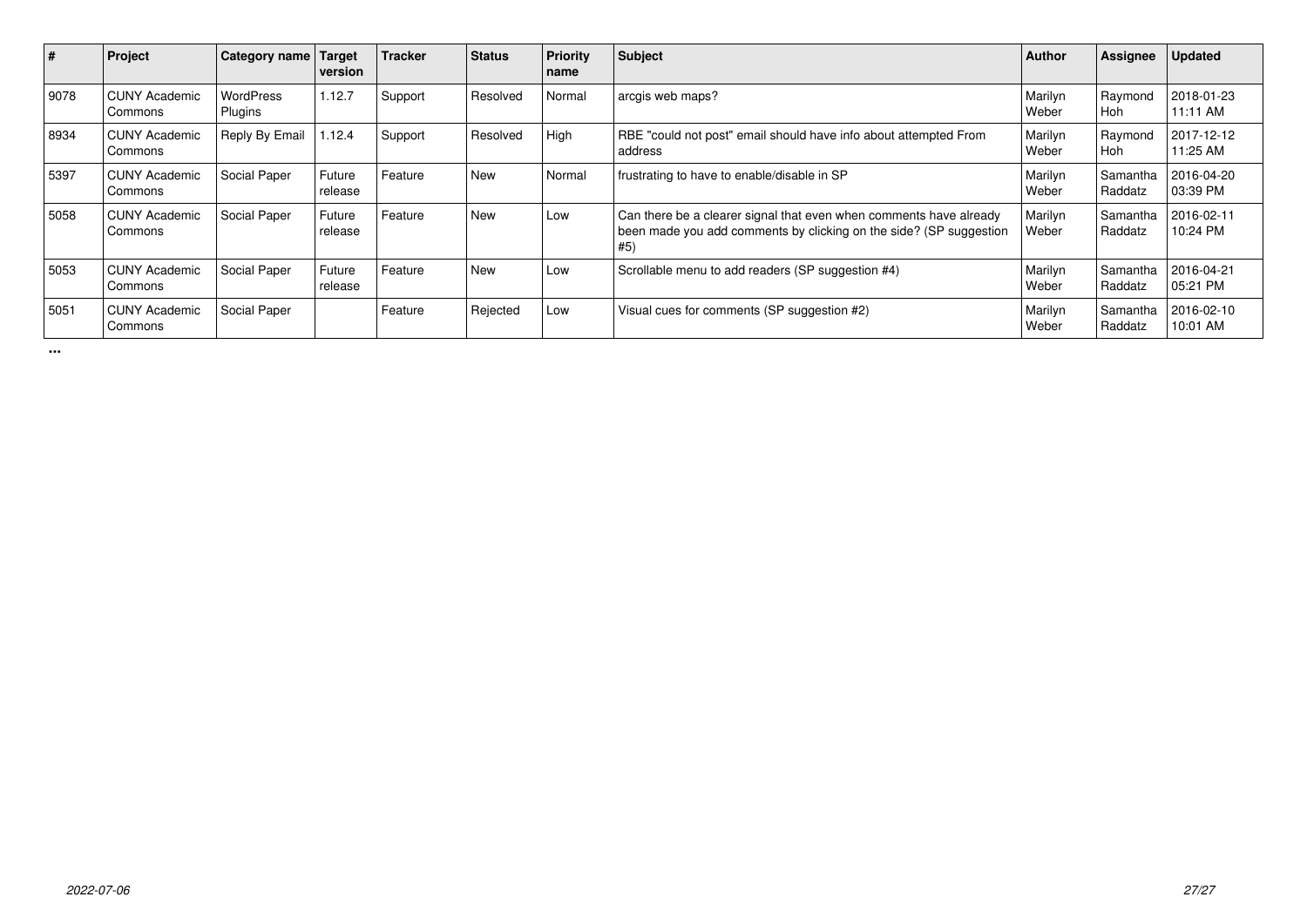| # | Project | Category name | Target version | Tracker | Status | Priority name | Subject | Author | Assignee | Updated |
|---|---|---|---|---|---|---|---|---|---|---|
| 9078 | CUNY Academic Commons | WordPress Plugins | 1.12.7 | Support | Resolved | Normal | arcgis web maps? | Marilyn Weber | Raymond Hoh | 2018-01-23 11:11 AM |
| 8934 | CUNY Academic Commons | Reply By Email | 1.12.4 | Support | Resolved | High | RBE "could not post" email should have info about attempted From address | Marilyn Weber | Raymond Hoh | 2017-12-12 11:25 AM |
| 5397 | CUNY Academic Commons | Social Paper | Future release | Feature | New | Normal | frustrating to have to enable/disable in SP | Marilyn Weber | Samantha Raddatz | 2016-04-20 03:39 PM |
| 5058 | CUNY Academic Commons | Social Paper | Future release | Feature | New | Low | Can there be a clearer signal that even when comments have already been made you add comments by clicking on the side? (SP suggestion #5) | Marilyn Weber | Samantha Raddatz | 2016-02-11 10:24 PM |
| 5053 | CUNY Academic Commons | Social Paper | Future release | Feature | New | Low | Scrollable menu to add readers (SP suggestion #4) | Marilyn Weber | Samantha Raddatz | 2016-04-21 05:21 PM |
| 5051 | CUNY Academic Commons | Social Paper | | Feature | Rejected | Low | Visual cues for comments (SP suggestion #2) | Marilyn Weber | Samantha Raddatz | 2016-02-10 10:01 AM |

...